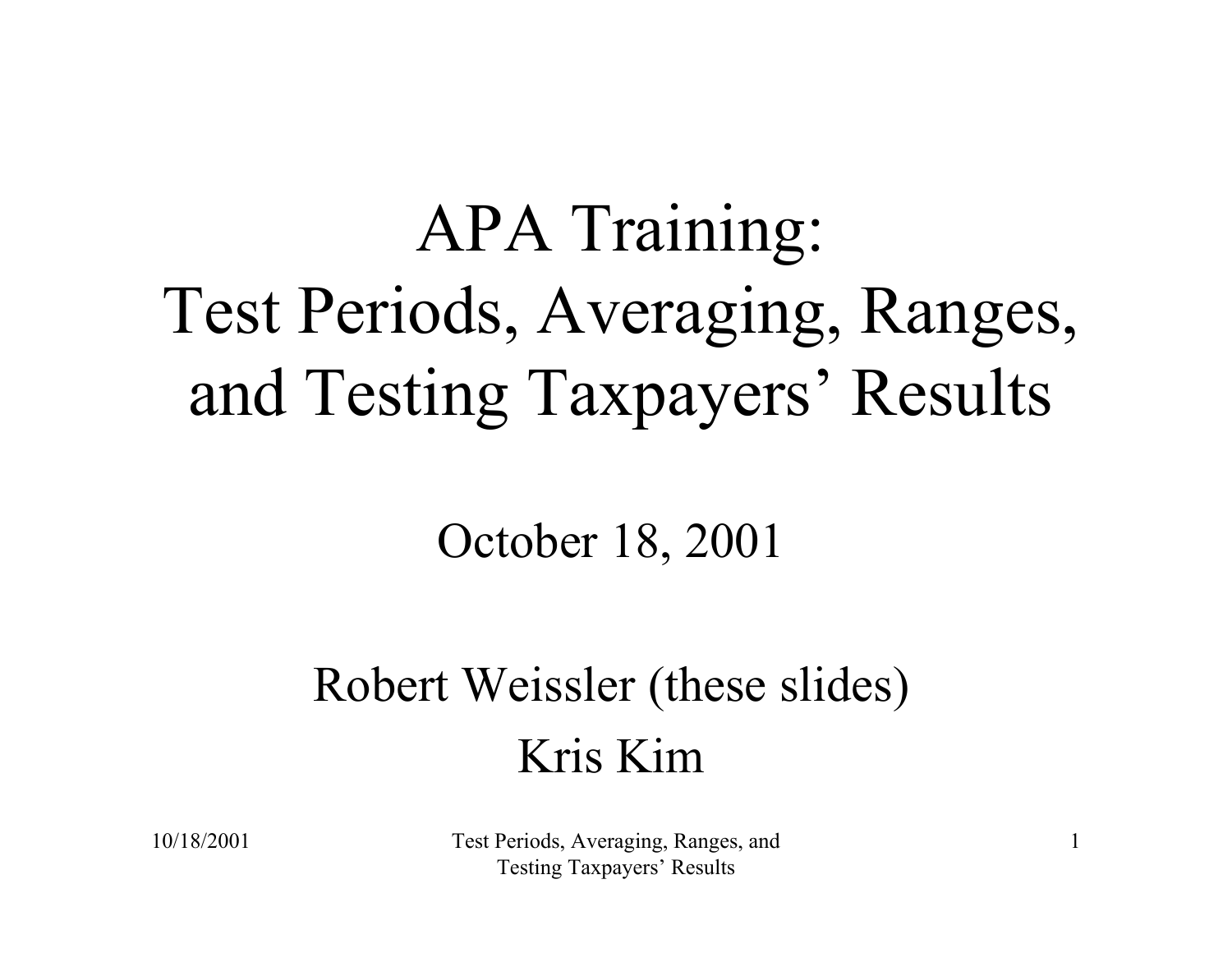# APA Training: Test Periods, Averaging, Ranges, and Testing Taxpayers' Results

October 18, 2001

Robert Weissler (these slides)

Kris Kim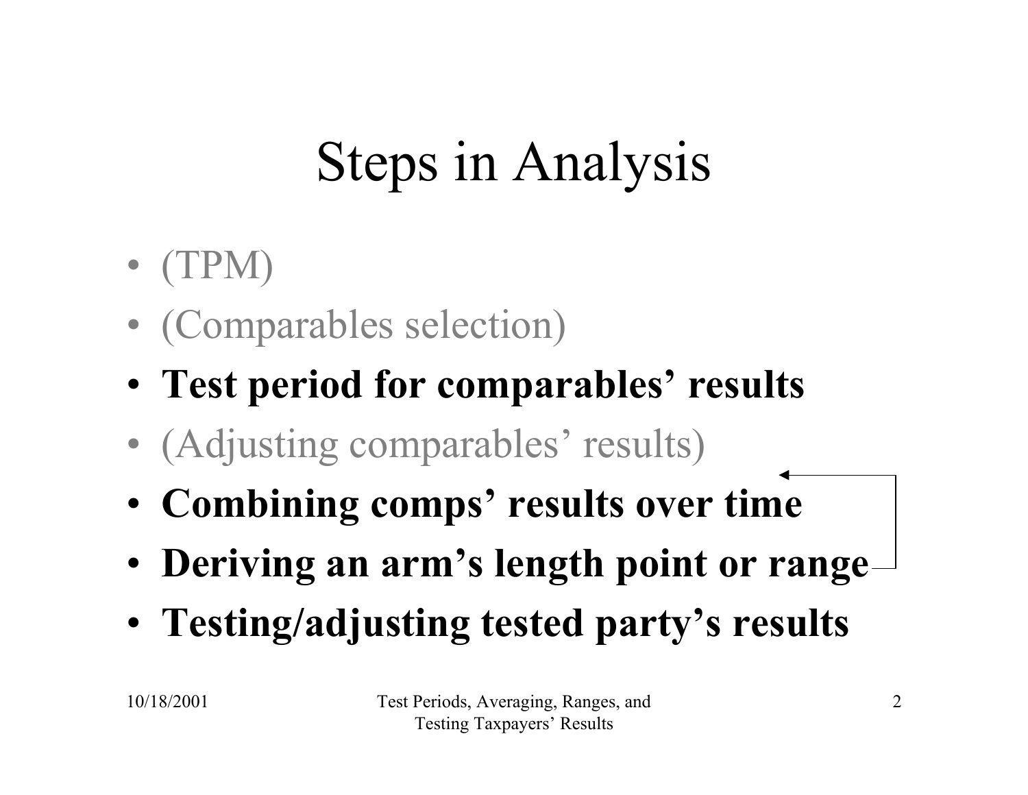# Steps in Analysis

- (TPM)
- (Comparables selection)
- **Test period for comparables' results**
- (Adjusting comparables' results)
- **Combining comps' results over time**
- **Deriving an arm's length point or range**
- **Testing/adjusting tested party's results**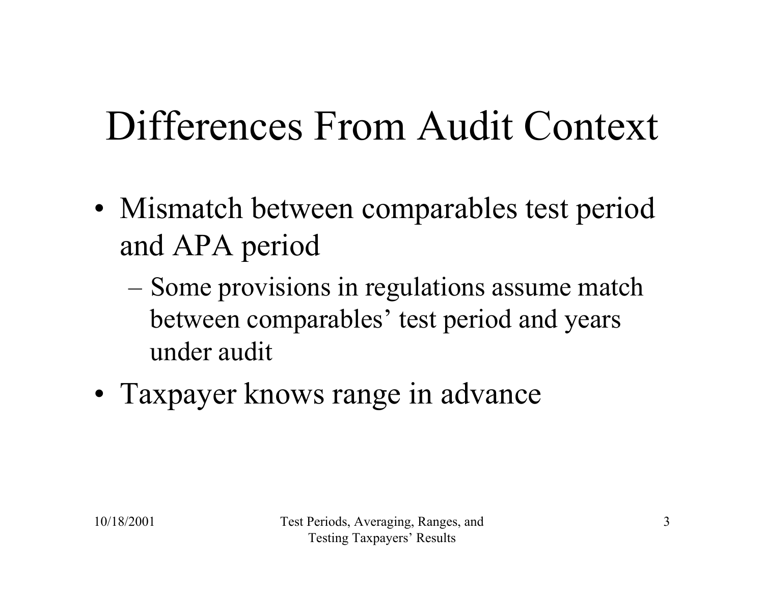# Differences From Audit Context

- Mismatch between comparables test period and APA period
  - Some provisions in regulations assume match between comparables' test period and years under audit
- Taxpayer knows range in advance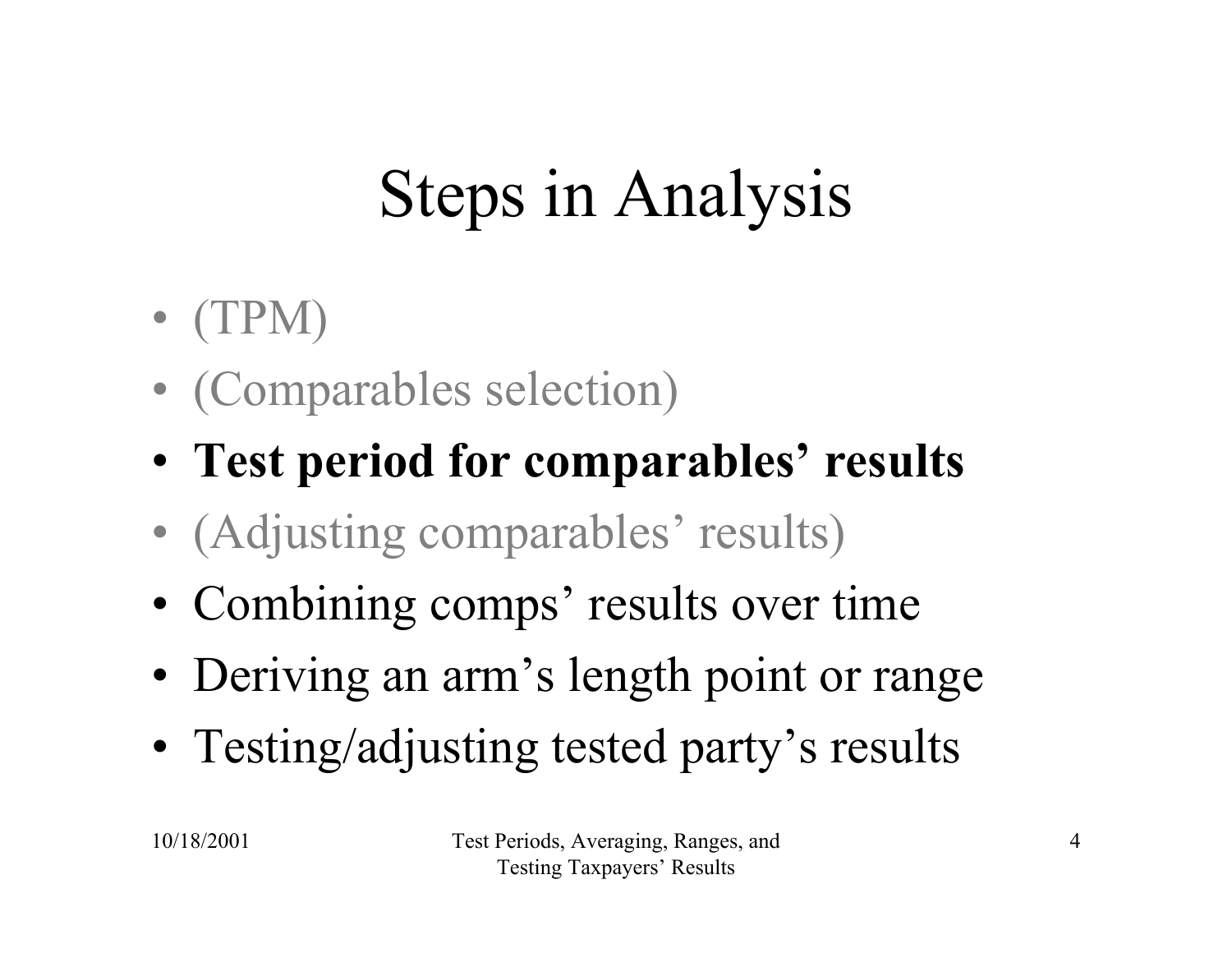# Steps in Analysis

- (TPM)
- (Comparables selection)
- **Test period for comparables' results**
- (Adjusting comparables' results)
- Combining comps' results over time
- Deriving an arm's length point or range
- Testing/adjusting tested party's results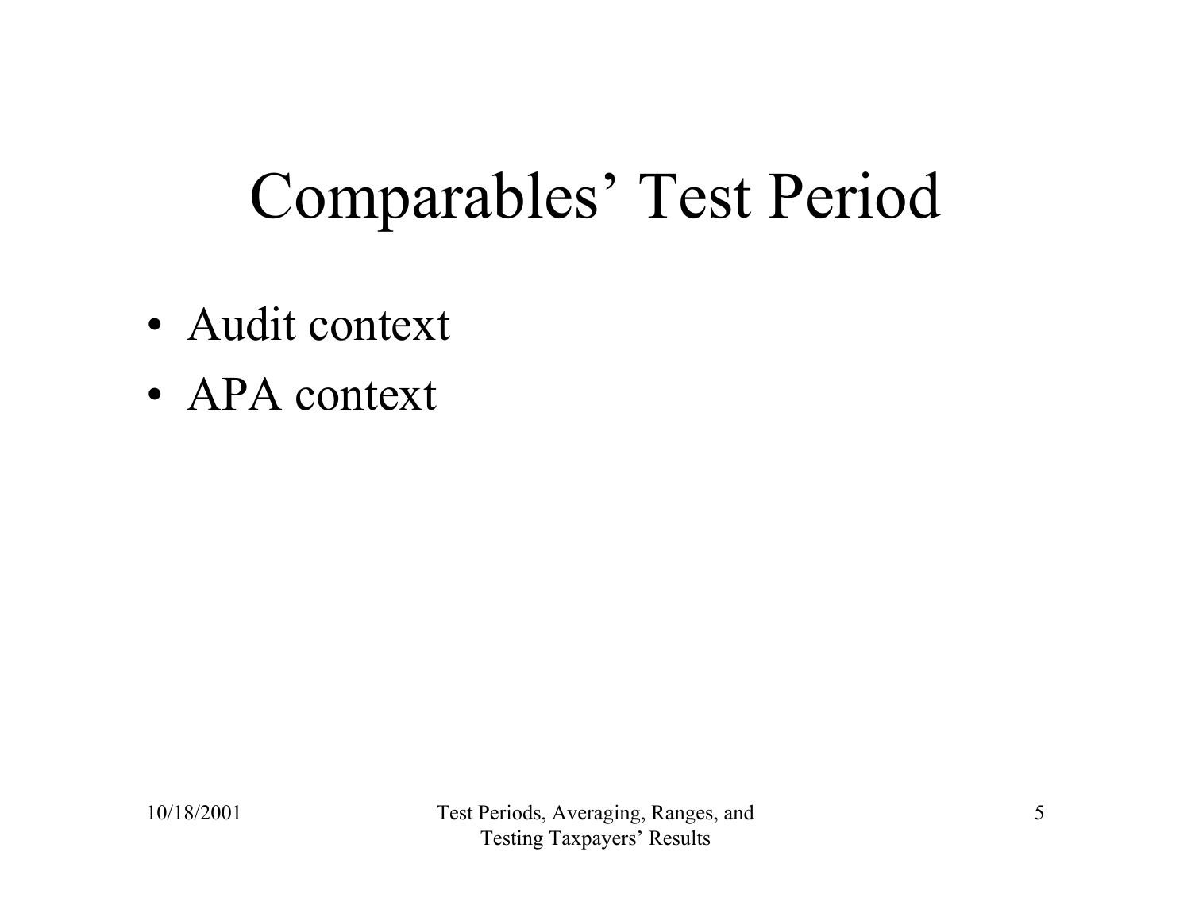# Comparables' Test Period

- Audit context
- APA context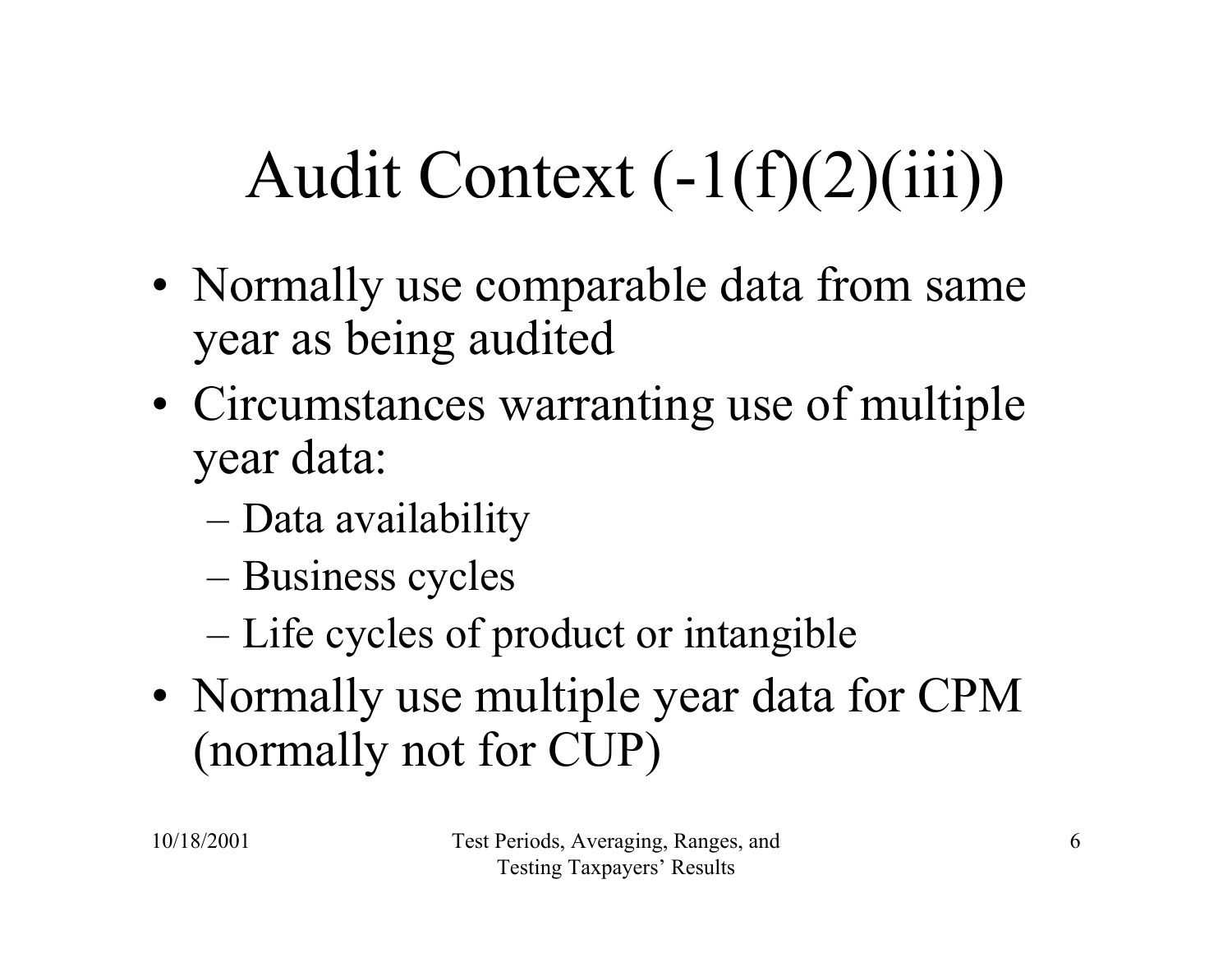# Audit Context (-1(f)(2)(iii))

- Normally use comparable data from same year as being audited
- Circumstances warranting use of multiple year data:
  - Data availability
  - Business cycles
  - Life cycles of product or intangible
- Normally use multiple year data for CPM (normally not for CUP)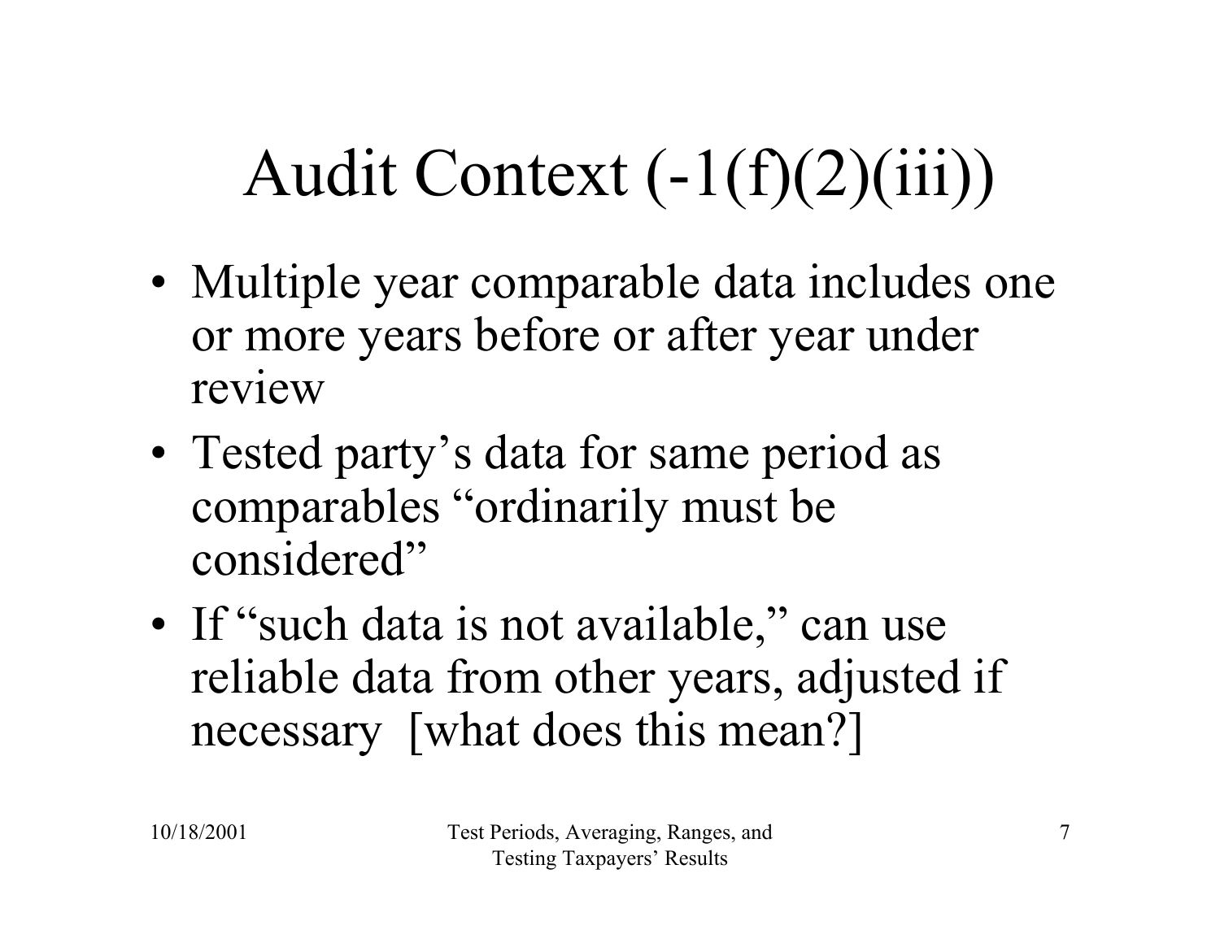# Audit Context (-1(f)(2)(iii))

- Multiple year comparable data includes one or more years before or after year under review
- Tested party's data for same period as comparables "ordinarily must be considered"
- If "such data is not available," can use reliable data from other years, adjusted if necessary [what does this mean?]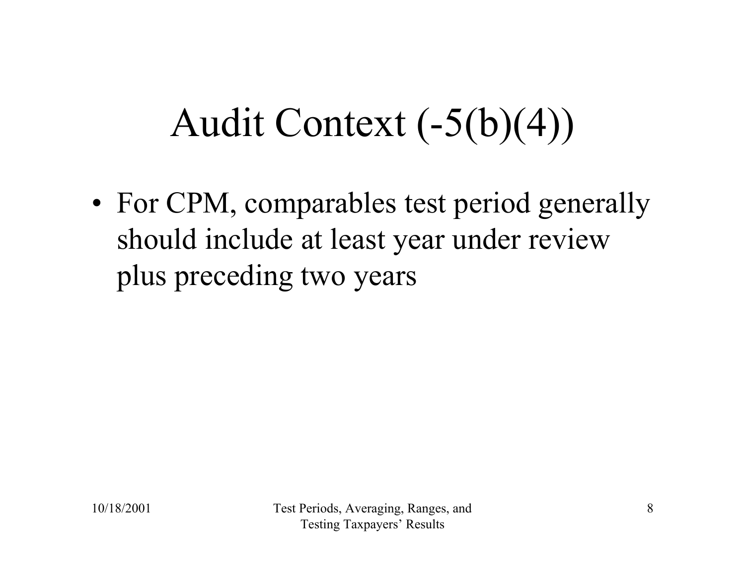# Audit Context (-5(b)(4))

- For CPM, comparables test period generally should include at least year under review plus preceding two years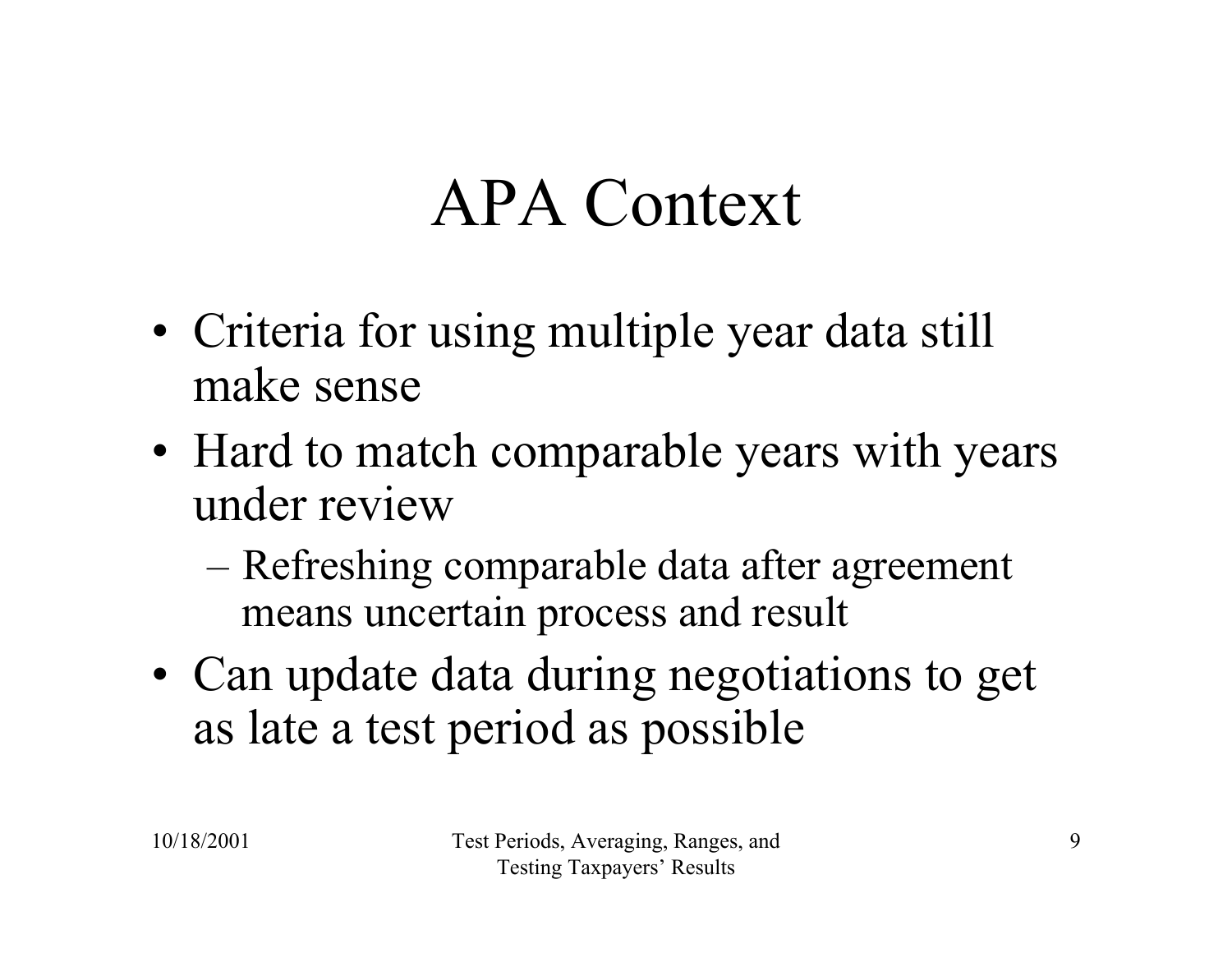# APA Context

- Criteria for using multiple year data still make sense
- Hard to match comparable years with years under review
  - Refreshing comparable data after agreement means uncertain process and result
- Can update data during negotiations to get as late a test period as possible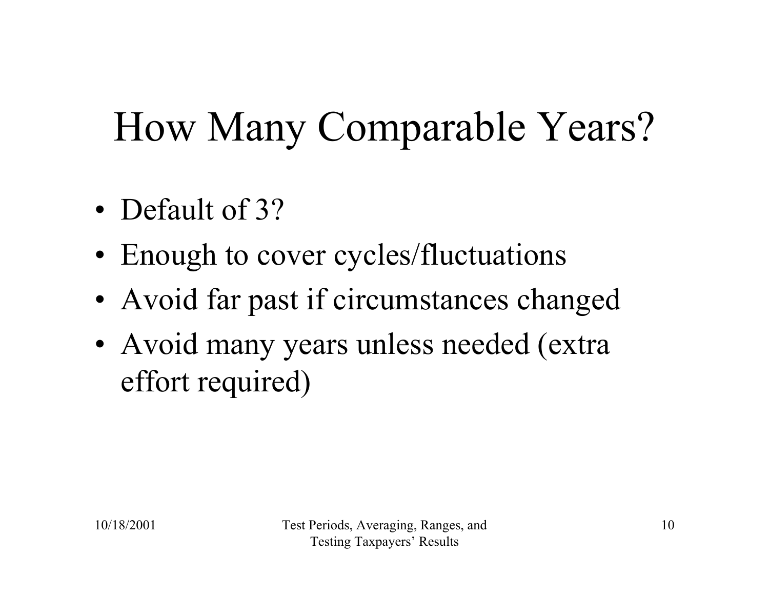# How Many Comparable Years?

- Default of 3?
- Enough to cover cycles/fluctuations
- Avoid far past if circumstances changed
- Avoid many years unless needed (extra effort required)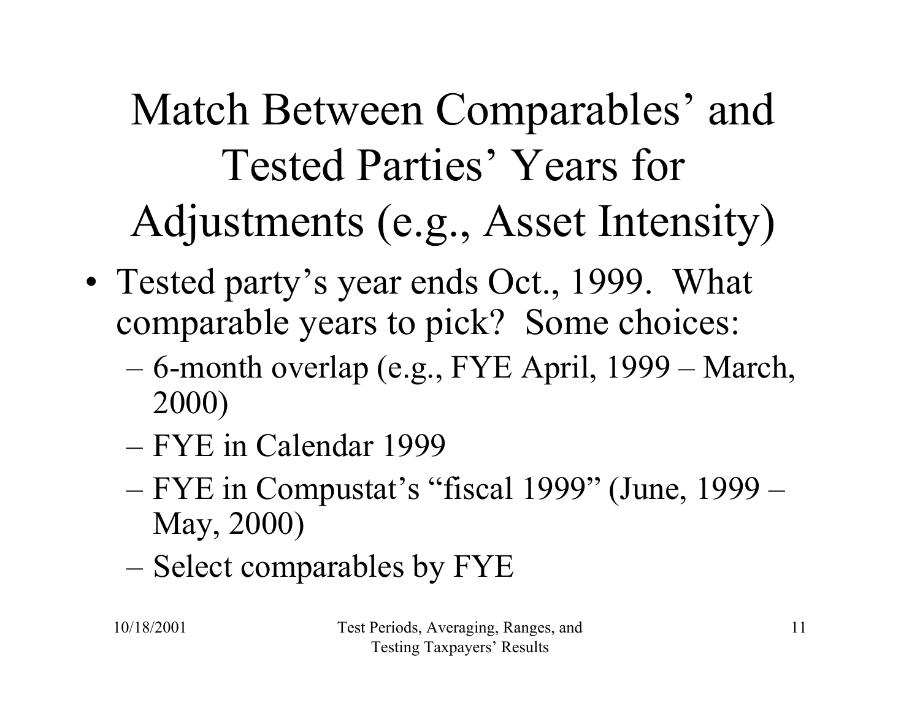# Match Between Comparables' and Tested Parties' Years for Adjustments (e.g., Asset Intensity)

- Tested party's year ends Oct., 1999. What comparable years to pick? Some choices:
  - 6-month overlap (e.g., FYE April, 1999 – March, 2000)
  - FYE in Calendar 1999
  - FYE in Compustat's "fiscal 1999" (June, 1999 – May, 2000)
  - Select comparables by FYE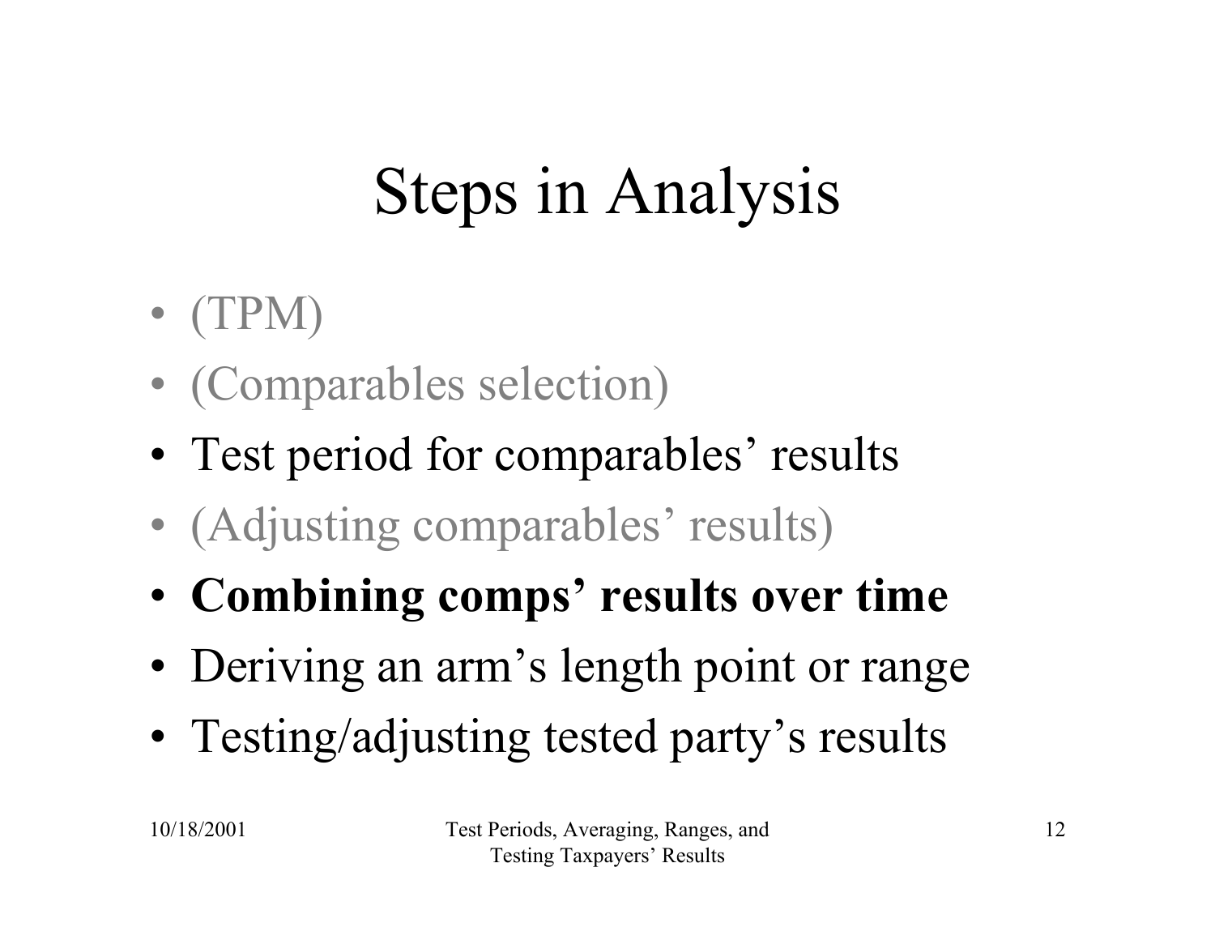# Steps in Analysis

- (TPM)
- (Comparables selection)
- Test period for comparables' results
- (Adjusting comparables' results)
- **Combining comps' results over time**
- Deriving an arm's length point or range
- Testing/adjusting tested party's results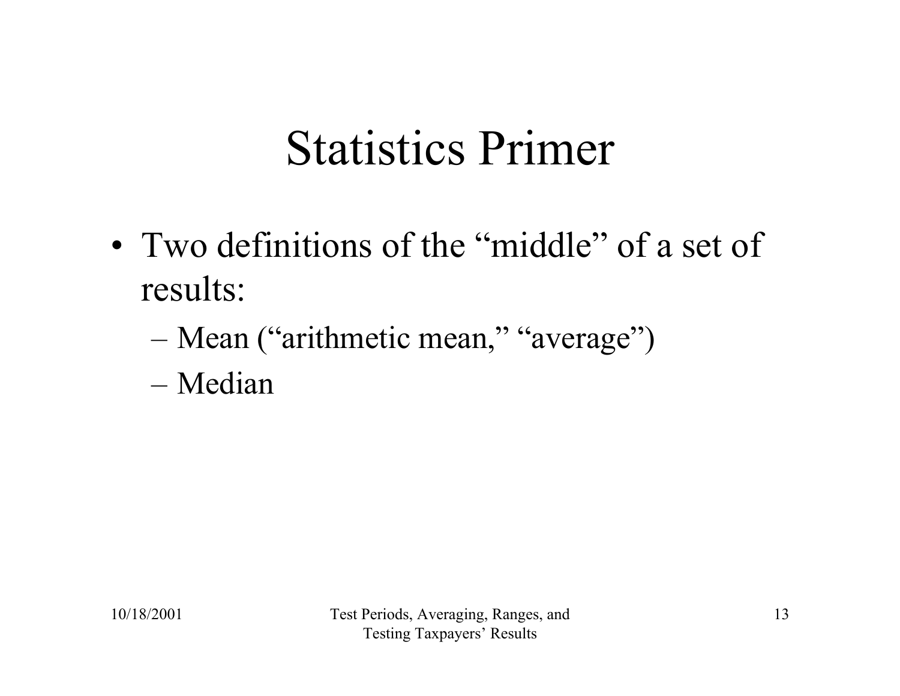# Statistics Primer

- Two definitions of the "middle" of a set of results:
  - Mean ("arithmetic mean," "average")
  - Median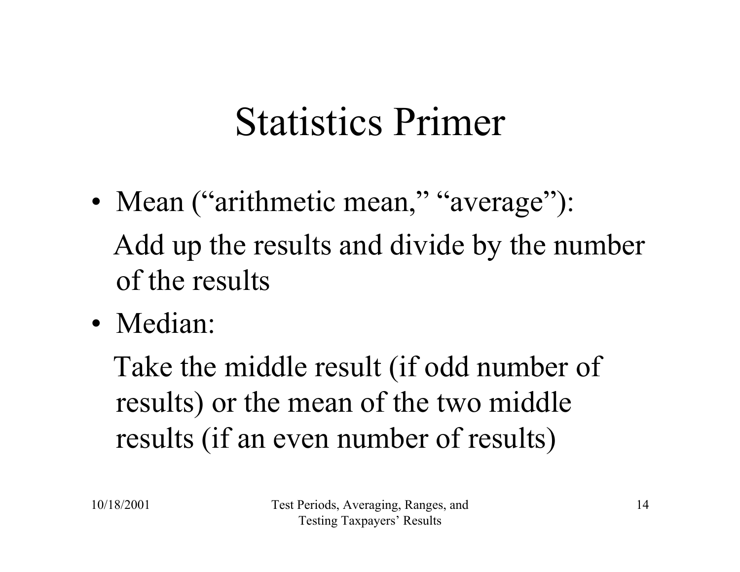# Statistics Primer

- Mean (“arithmetic mean,” “average”):

  Add up the results and divide by the number of the results

- Median:

  Take the middle result (if odd number of results) or the mean of the two middle results (if an even number of results)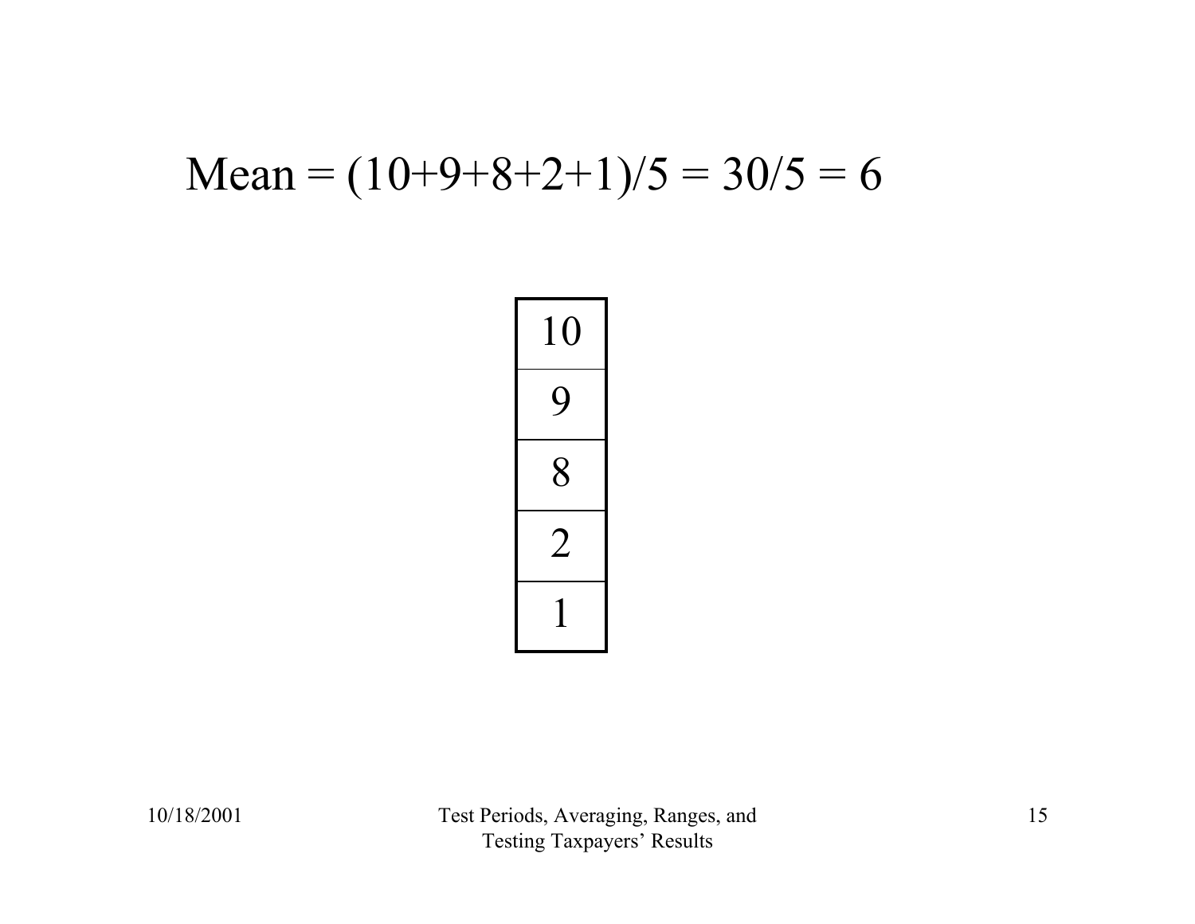$$\text{Mean} = (10+9+8+2+1)/5 = 30/5 = 6$$

| 10 |
|---|
| 9 |
| 8 |
| 2 |
| 1 |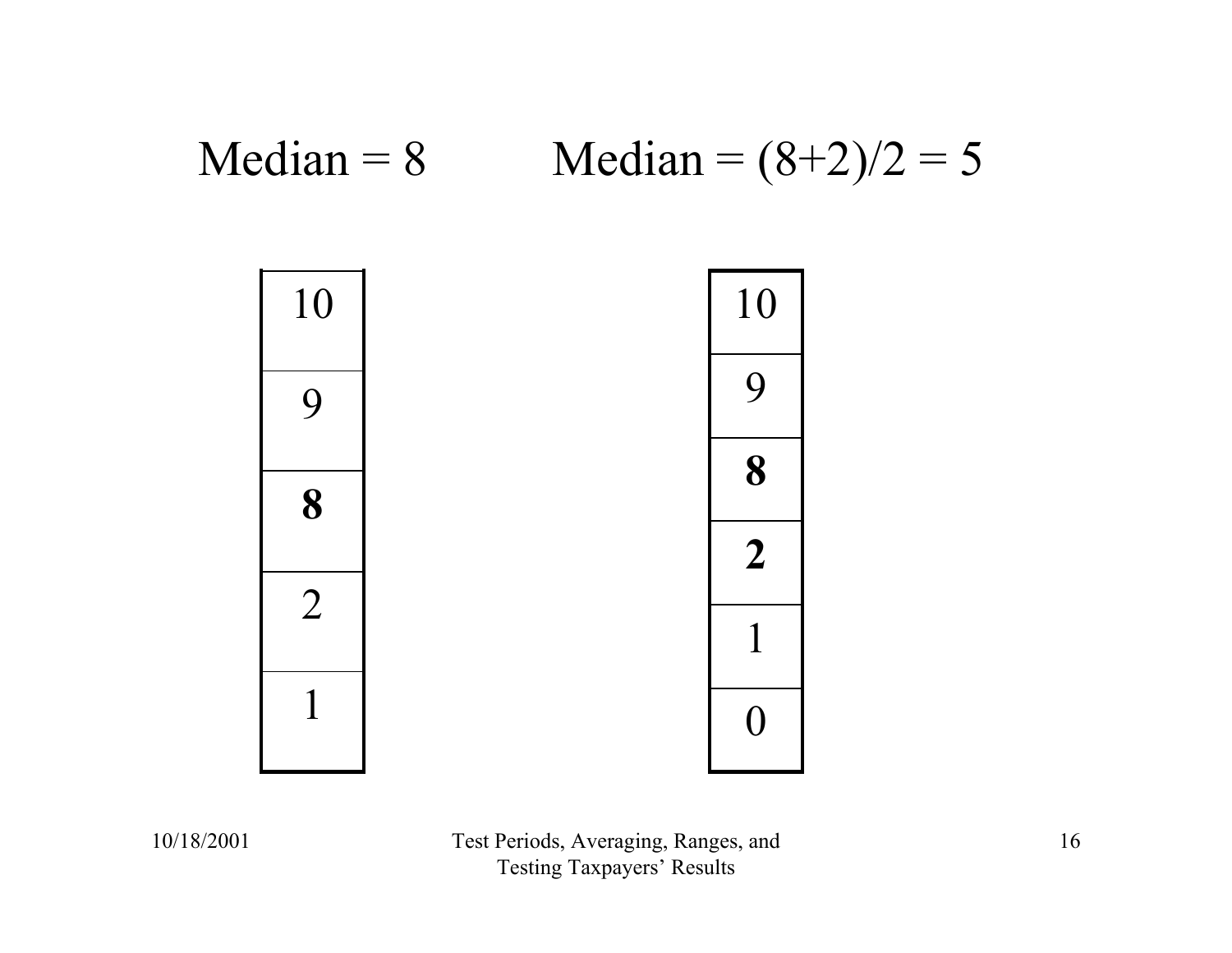Median = 8

| 10 |
|---|
| 9 |
| **8** |
| 2 |
| 1 |

Median = (8+2)/2 = 5

| 10 |
|---|
| 9 |
| **8** |
| **2** |
| 1 |
| 0 |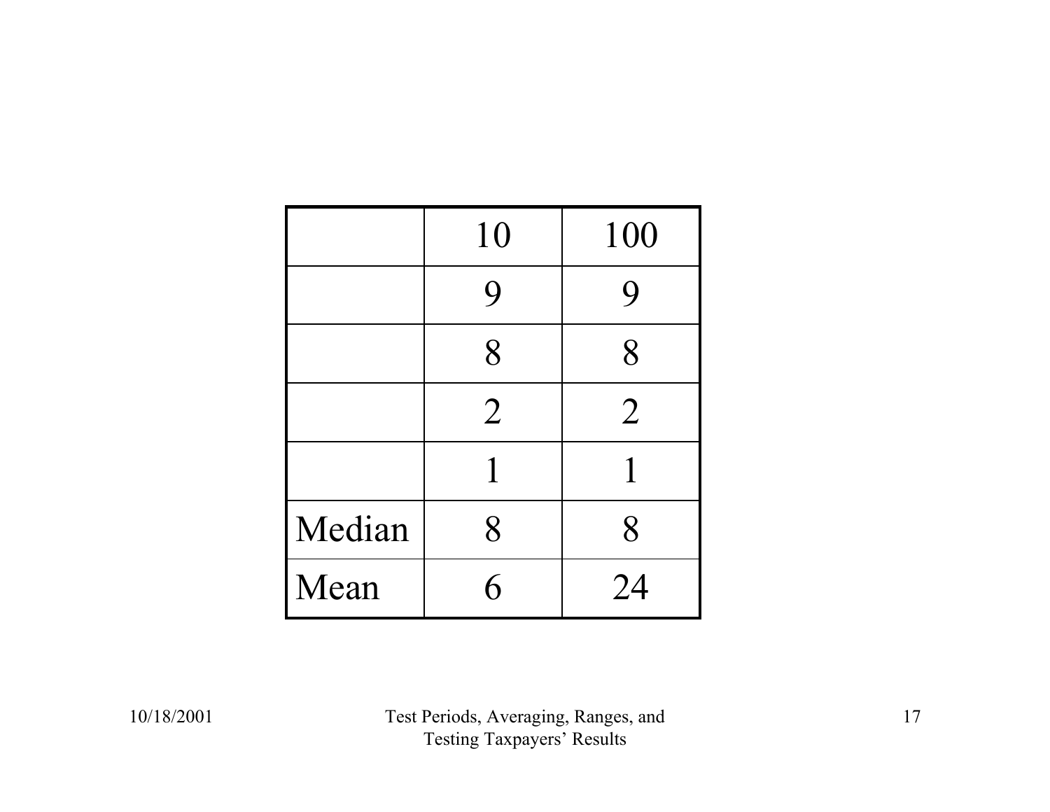| | 10 | 100 |
|---|---|---|
| | 9 | 9 |
| | 8 | 8 |
| | 2 | 2 |
| | 1 | 1 |
| Median | 8 | 8 |
| Mean | 6 | 24 |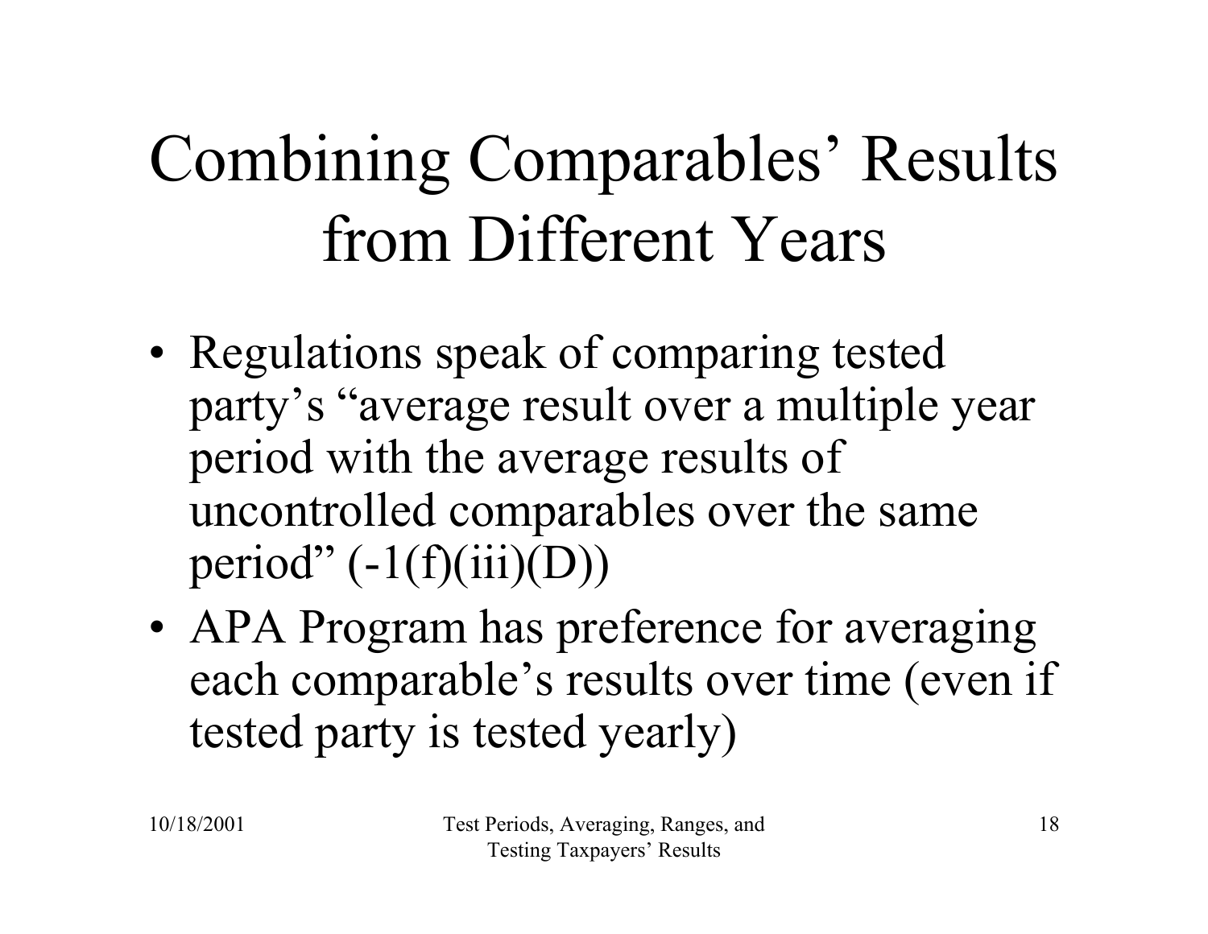# Combining Comparables' Results from Different Years

- Regulations speak of comparing tested party's "average result over a multiple year period with the average results of uncontrolled comparables over the same period" (-1(f)(iii)(D))
- APA Program has preference for averaging each comparable's results over time (even if tested party is tested yearly)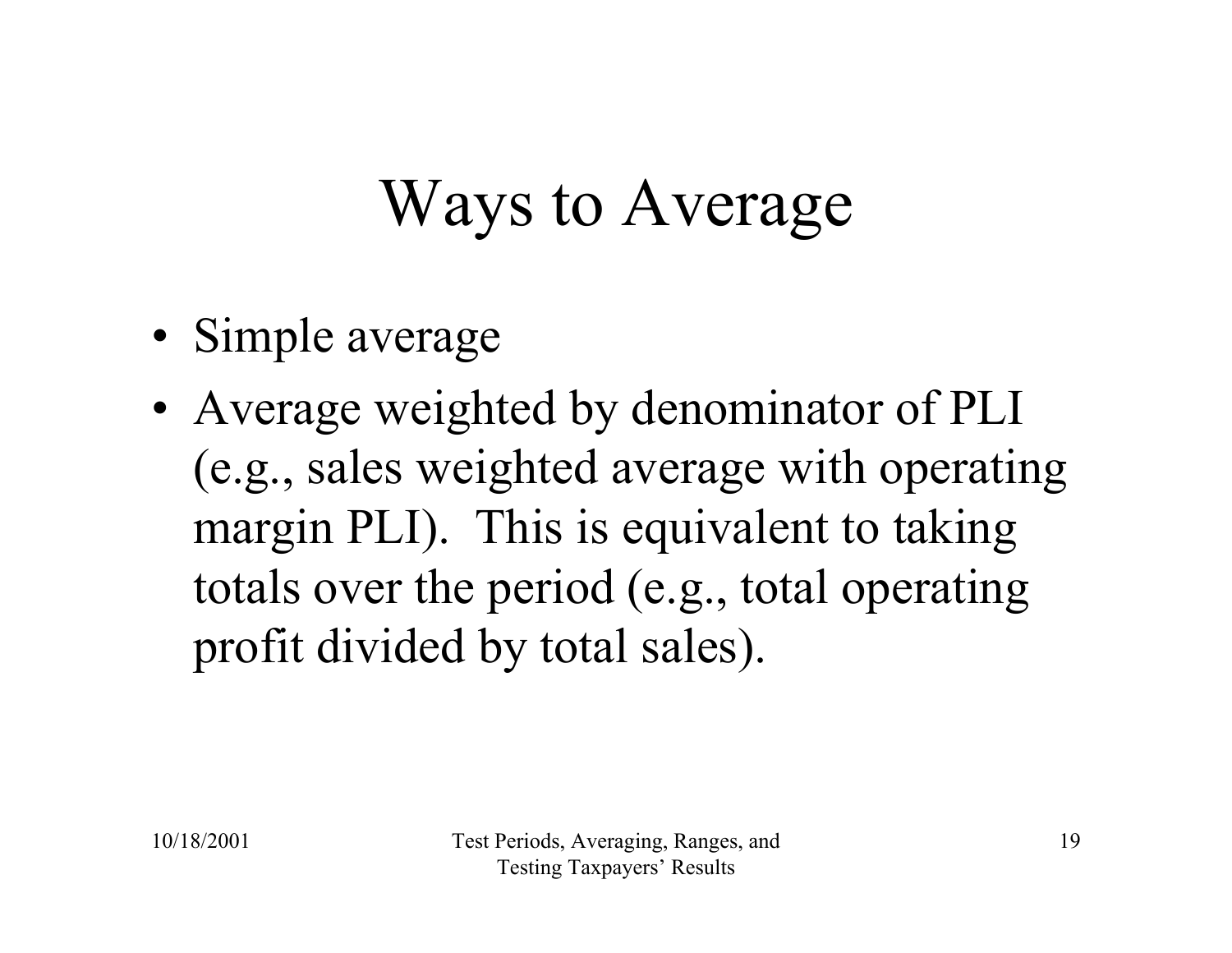# Ways to Average

- Simple average
- Average weighted by denominator of PLI (e.g., sales weighted average with operating margin PLI). This is equivalent to taking totals over the period (e.g., total operating profit divided by total sales).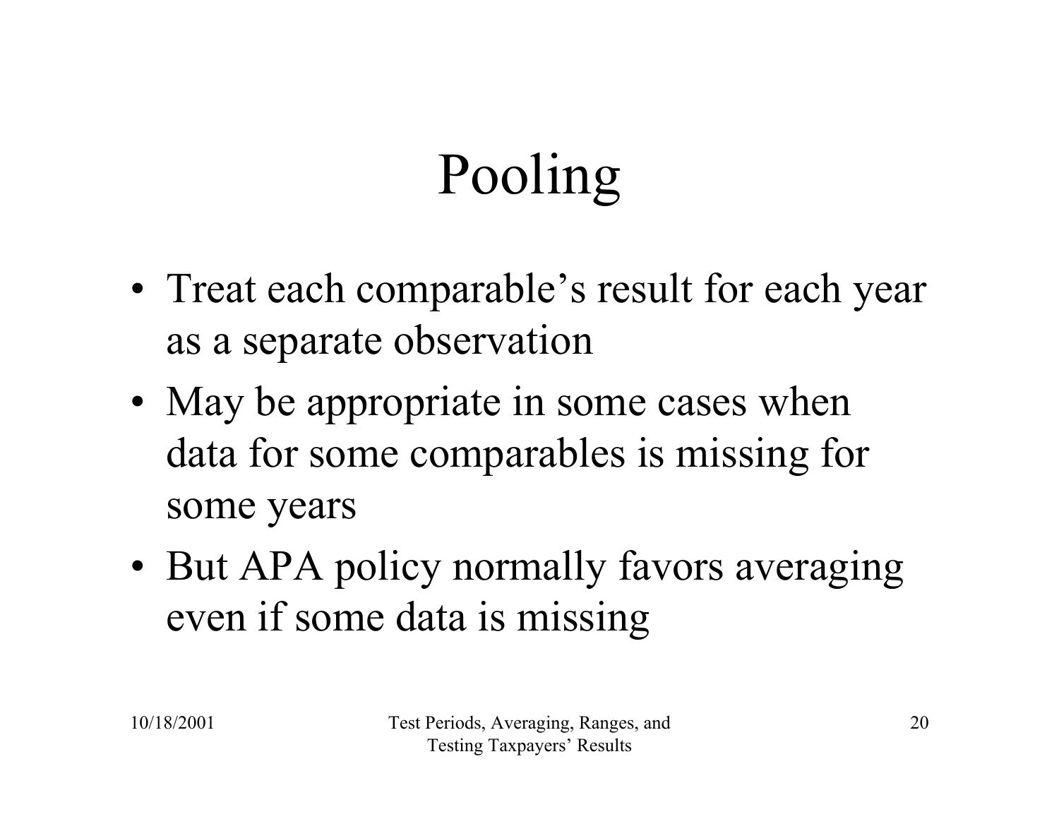# Pooling

- Treat each comparable's result for each year as a separate observation
- May be appropriate in some cases when data for some comparables is missing for some years
- But APA policy normally favors averaging even if some data is missing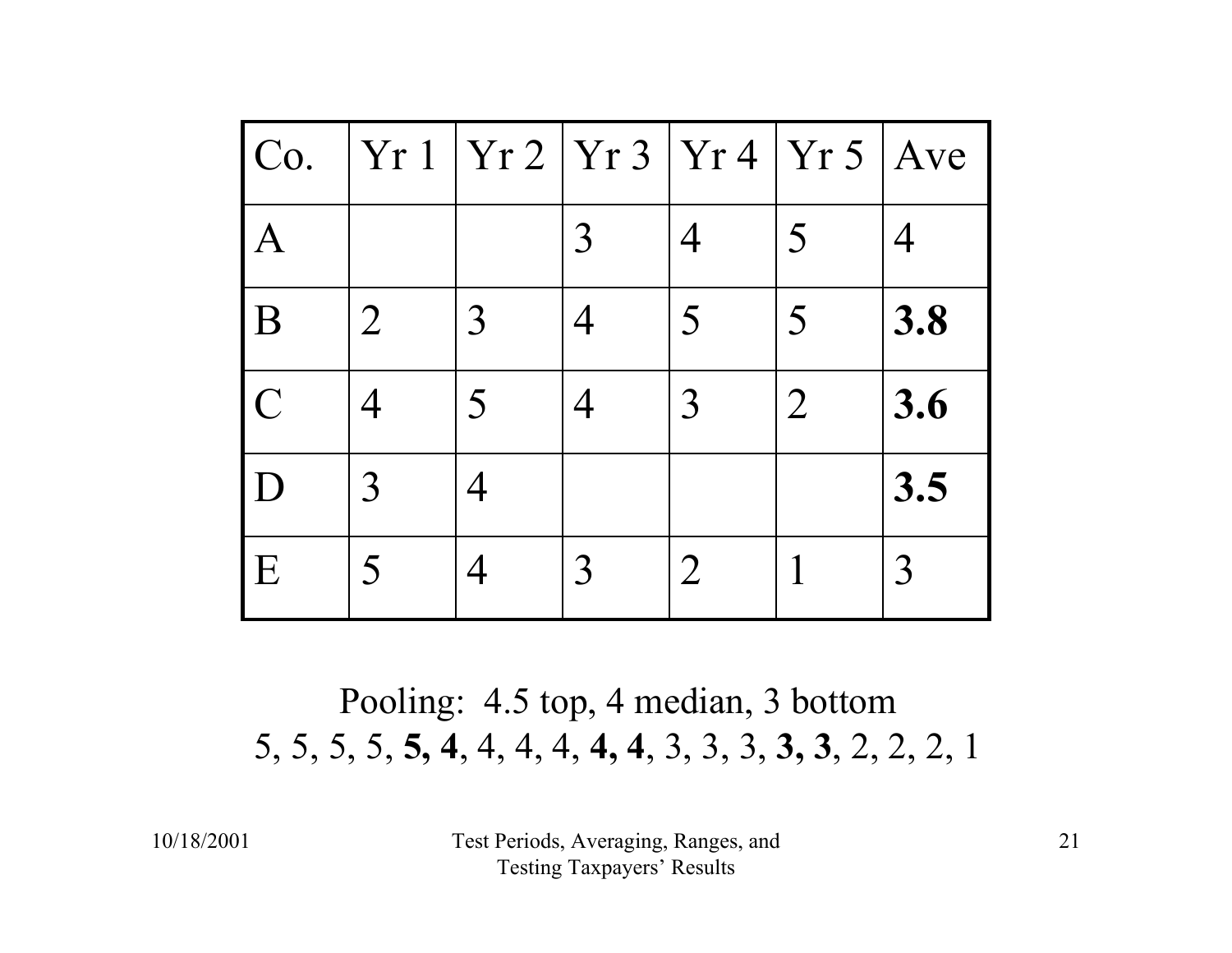| Co. | Yr 1 | Yr 2 | Yr 3 | Yr 4 | Yr 5 | Ave |
| --- | --- | --- | --- | --- | --- | --- |
| A | | | 3 | 4 | 5 | 4 |
| B | 2 | 3 | 4 | 5 | 5 | **3.8** |
| C | 4 | 5 | 4 | 3 | 2 | **3.6** |
| D | 3 | 4 | | | | **3.5** |
| E | 5 | 4 | 3 | 2 | 1 | 3 |

Pooling: 4.5 top, 4 median, 3 bottom

5, 5, 5, 5, **5, 4**, 4, 4, 4, **4, 4**, 3, 3, 3, **3, 3**, 2, 2, 2, 1

Test Periods, Averaging, Ranges, and Testing Taxpayers' Results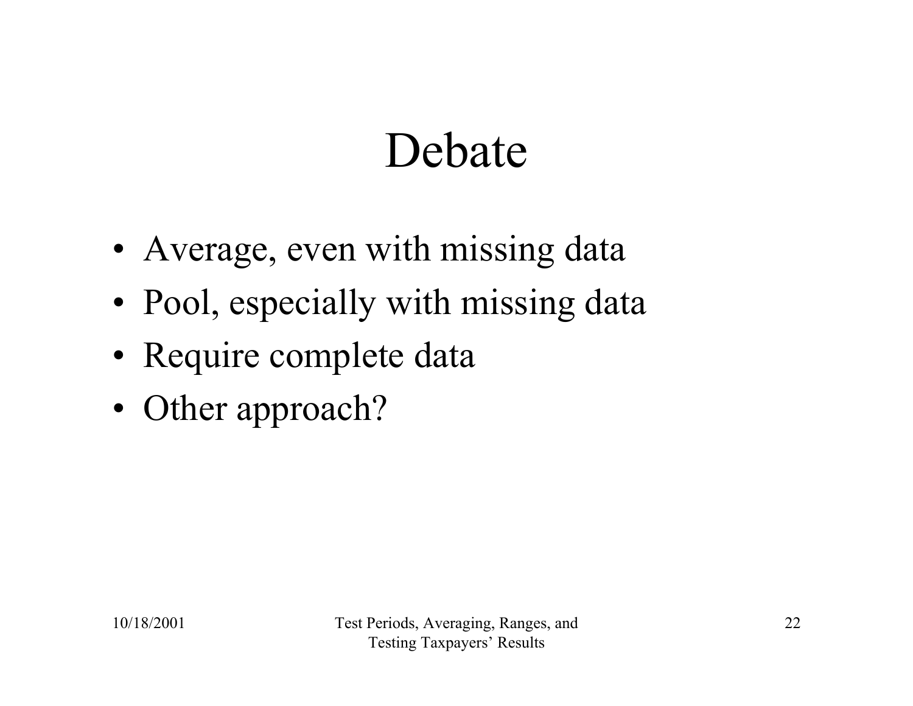# Debate

- Average, even with missing data
- Pool, especially with missing data
- Require complete data
- Other approach?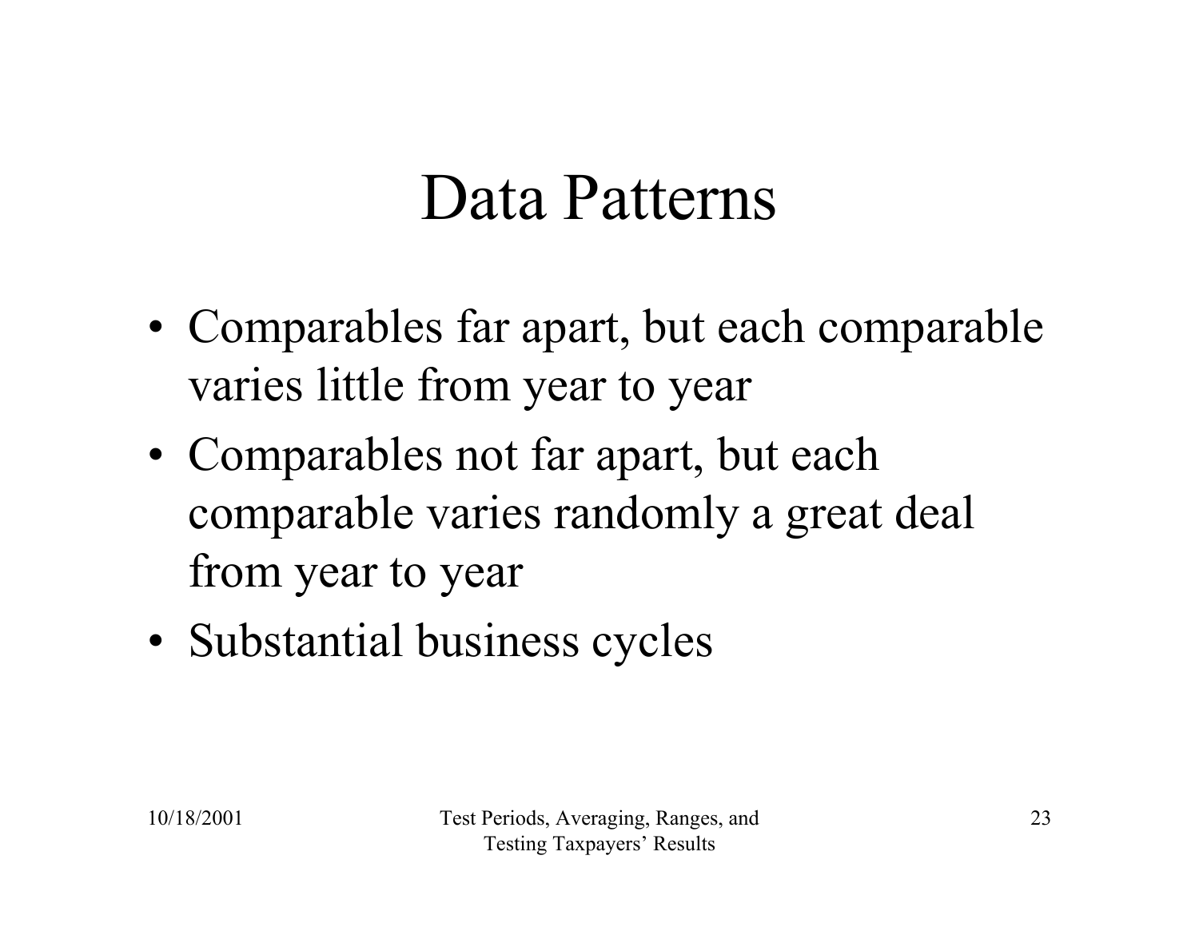# Data Patterns

- Comparables far apart, but each comparable varies little from year to year
- Comparables not far apart, but each comparable varies randomly a great deal from year to year
- Substantial business cycles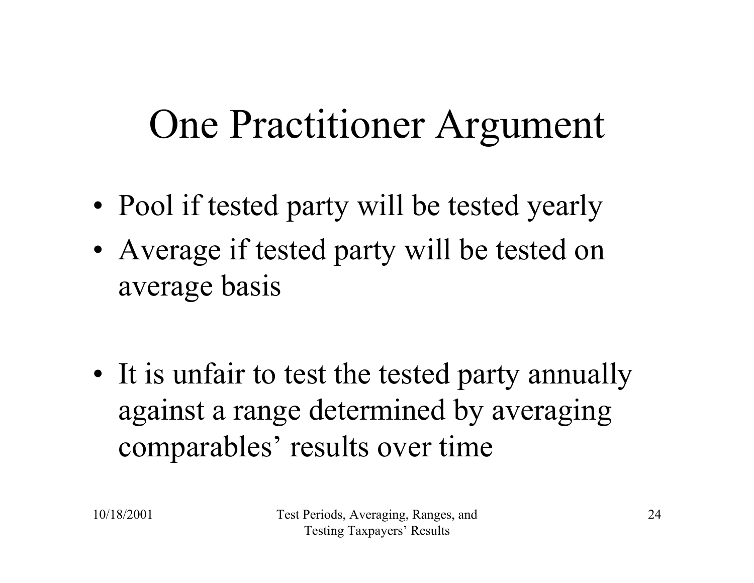# One Practitioner Argument

- Pool if tested party will be tested yearly
- Average if tested party will be tested on average basis

- It is unfair to test the tested party annually against a range determined by averaging comparables' results over time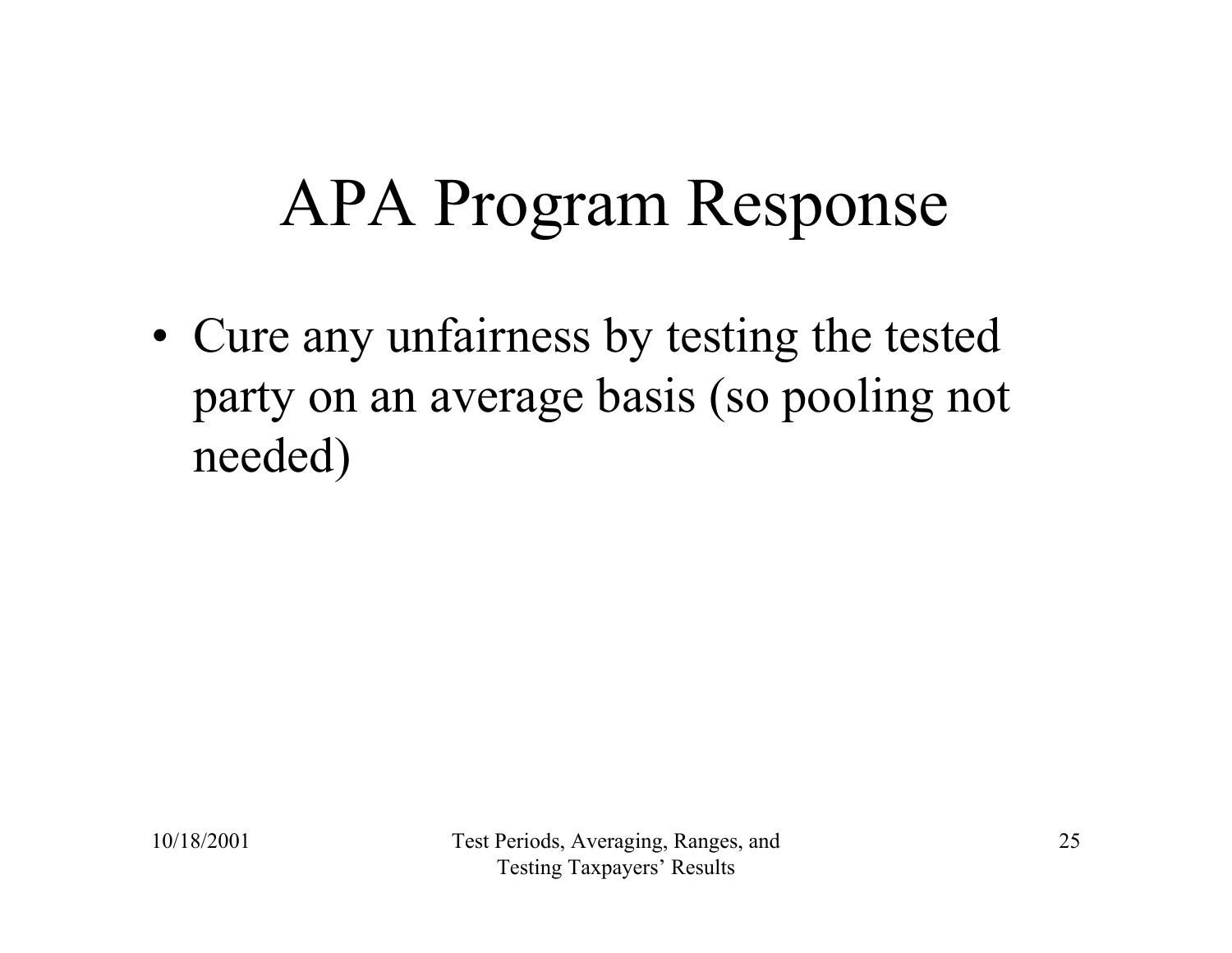# APA Program Response

- Cure any unfairness by testing the tested party on an average basis (so pooling not needed)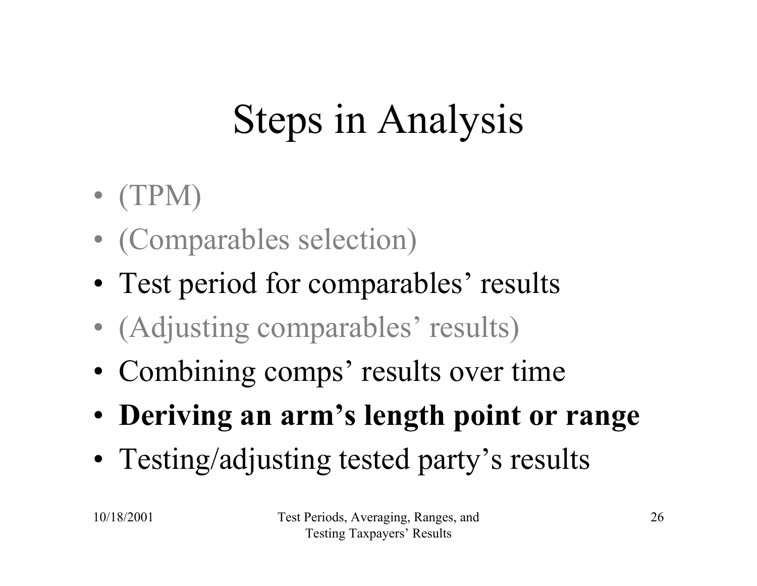# Steps in Analysis

- (TPM)
- (Comparables selection)
- Test period for comparables' results
- (Adjusting comparables' results)
- Combining comps' results over time
- **Deriving an arm's length point or range**
- Testing/adjusting tested party's results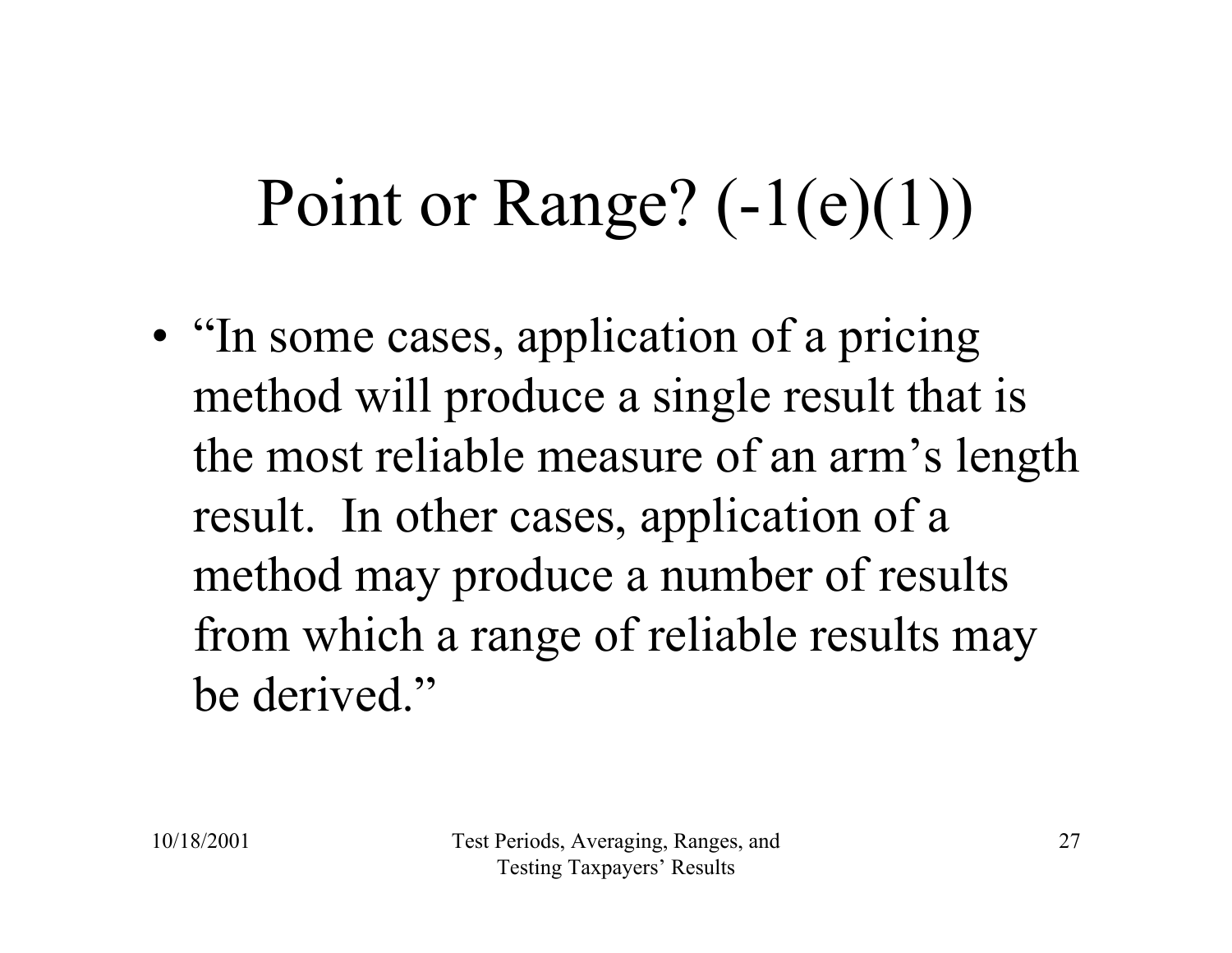# Point or Range? (-1(e)(1))

- "In some cases, application of a pricing method will produce a single result that is the most reliable measure of an arm's length result. In other cases, application of a method may produce a number of results from which a range of reliable results may be derived."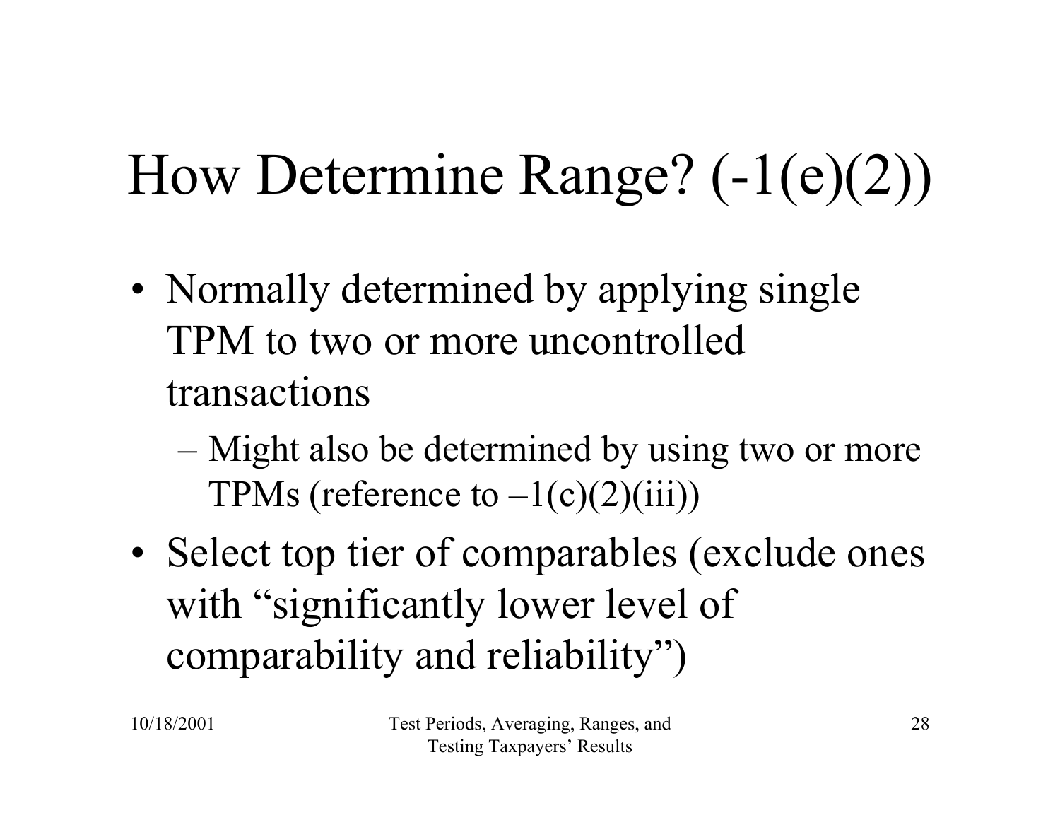# How Determine Range? (-1(e)(2))

- Normally determined by applying single TPM to two or more uncontrolled transactions
  - Might also be determined by using two or more TPMs (reference to –1(c)(2)(iii))
- Select top tier of comparables (exclude ones with "significantly lower level of comparability and reliability")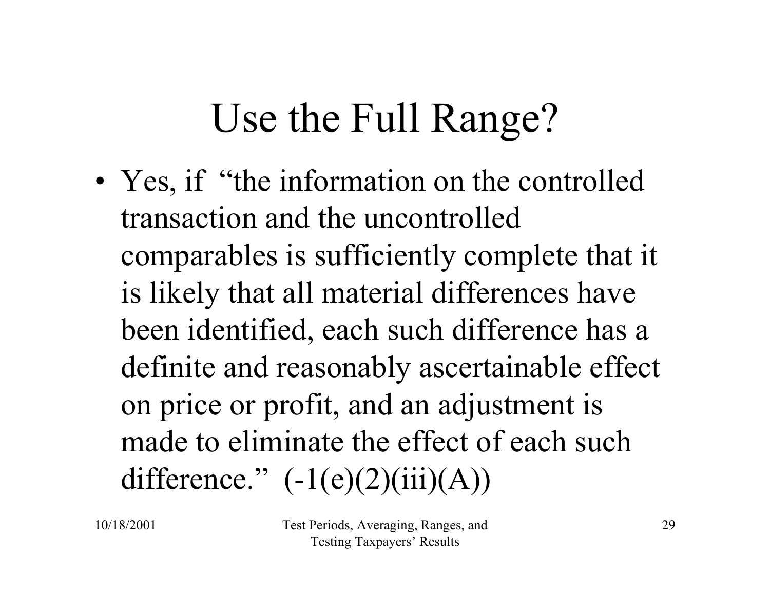# Use the Full Range?

- Yes, if "the information on the controlled transaction and the uncontrolled comparables is sufficiently complete that it is likely that all material differences have been identified, each such difference has a definite and reasonably ascertainable effect on price or profit, and an adjustment is made to eliminate the effect of each such difference." (-1(e)(2)(iii)(A))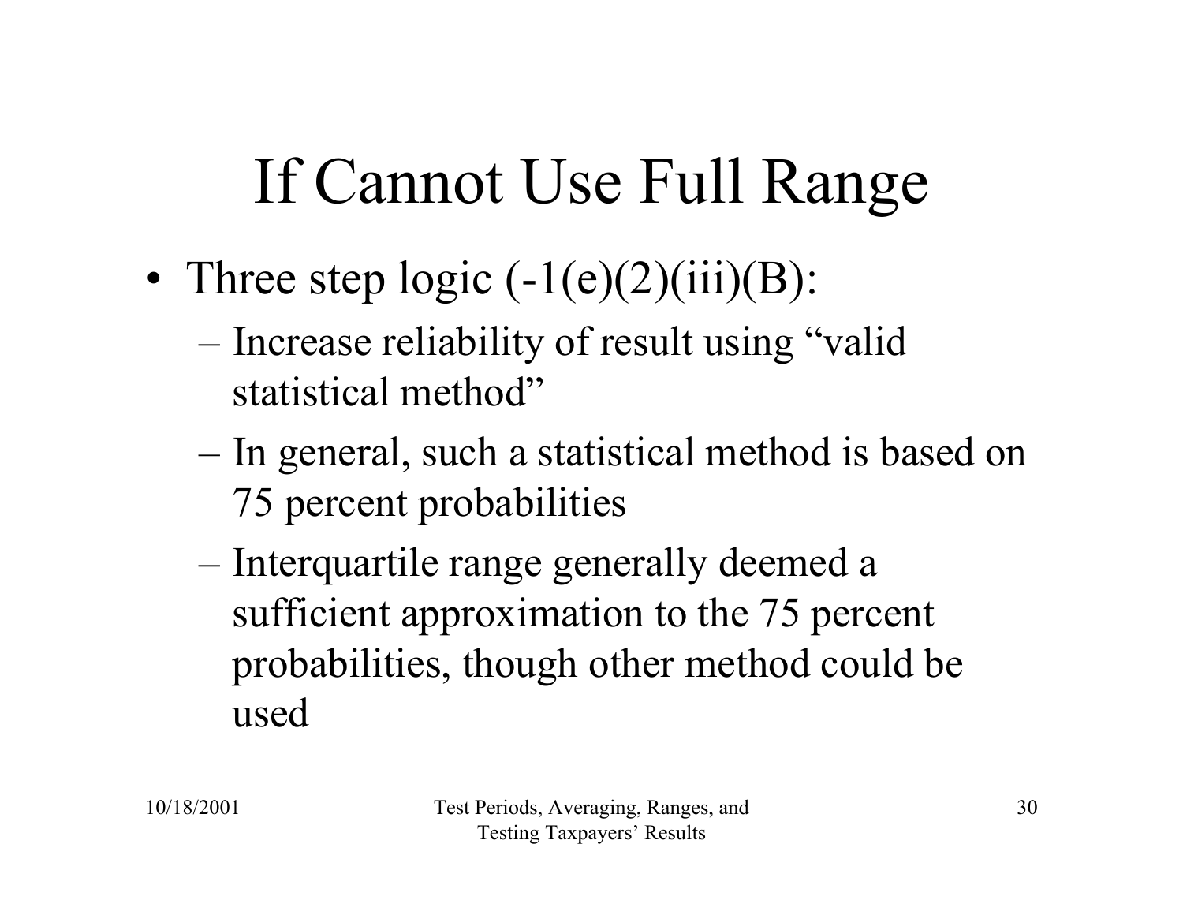# If Cannot Use Full Range

- Three step logic (-1(e)(2)(iii)(B):
  - Increase reliability of result using "valid statistical method"
  - In general, such a statistical method is based on 75 percent probabilities
  - Interquartile range generally deemed a sufficient approximation to the 75 percent probabilities, though other method could be used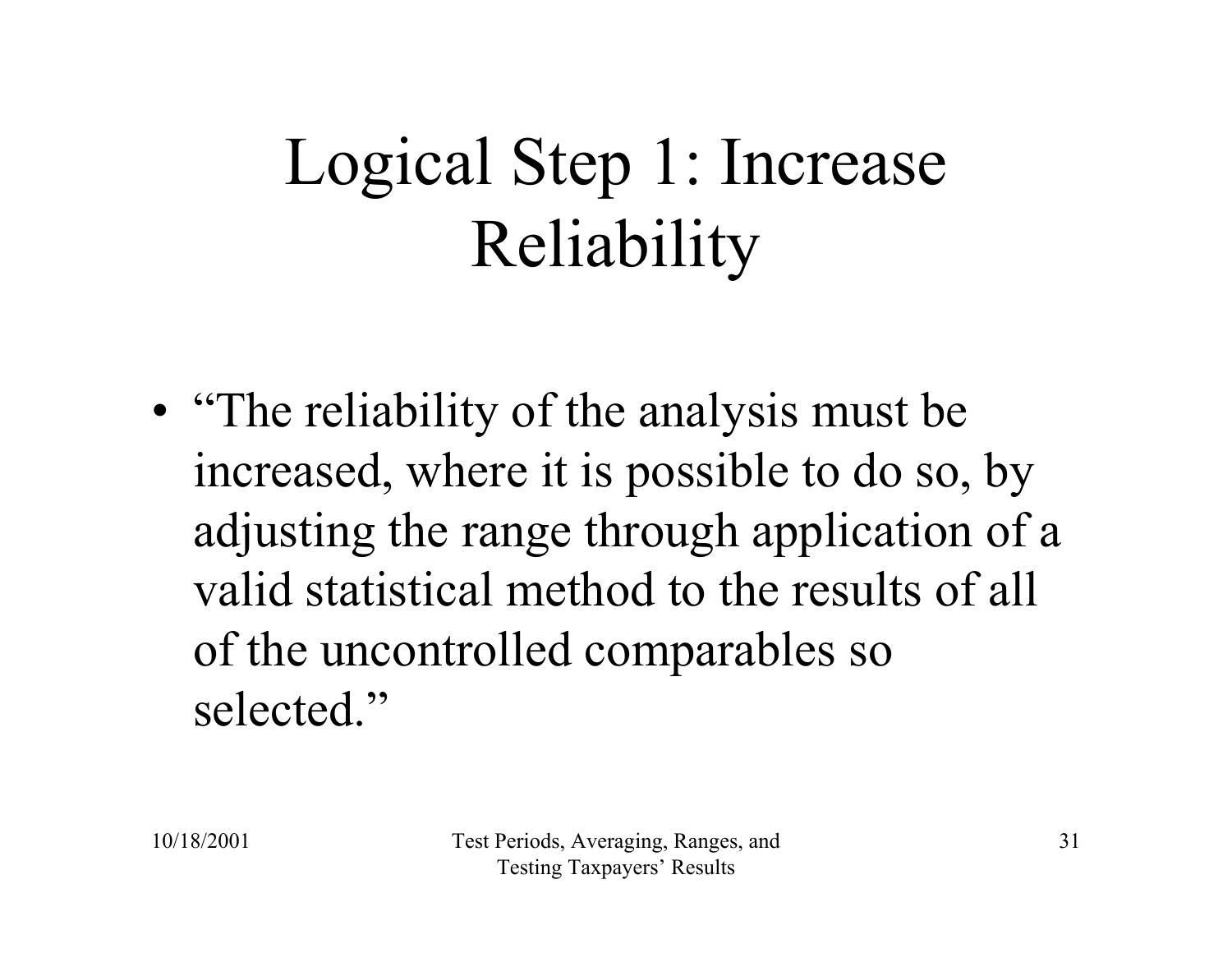# Logical Step 1: Increase Reliability

- “The reliability of the analysis must be increased, where it is possible to do so, by adjusting the range through application of a valid statistical method to the results of all of the uncontrolled comparables so selected.”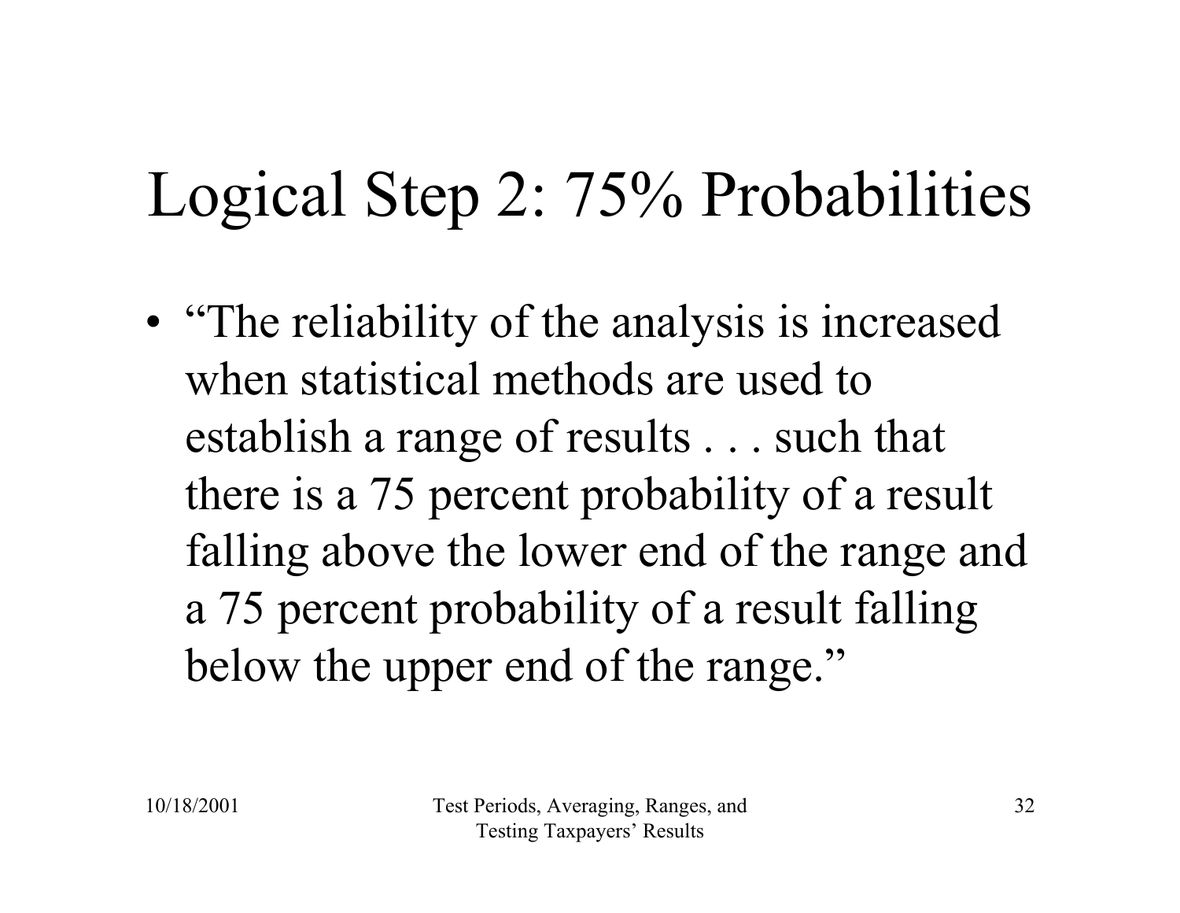# Logical Step 2: 75% Probabilities

- "The reliability of the analysis is increased when statistical methods are used to establish a range of results . . . such that there is a 75 percent probability of a result falling above the lower end of the range and a 75 percent probability of a result falling below the upper end of the range."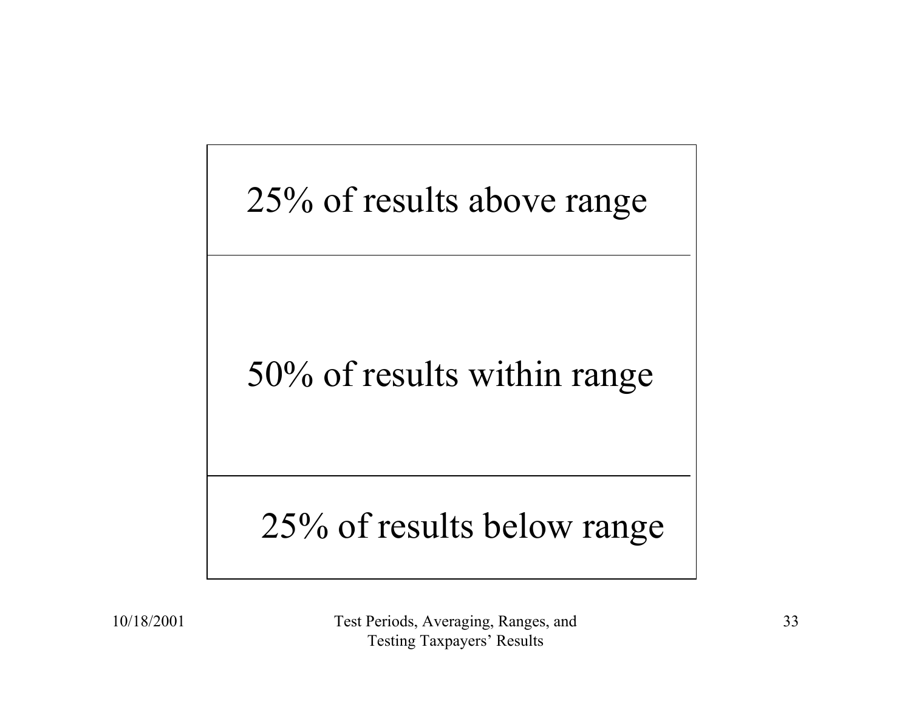25% of results above range

50% of results within range

25% of results below range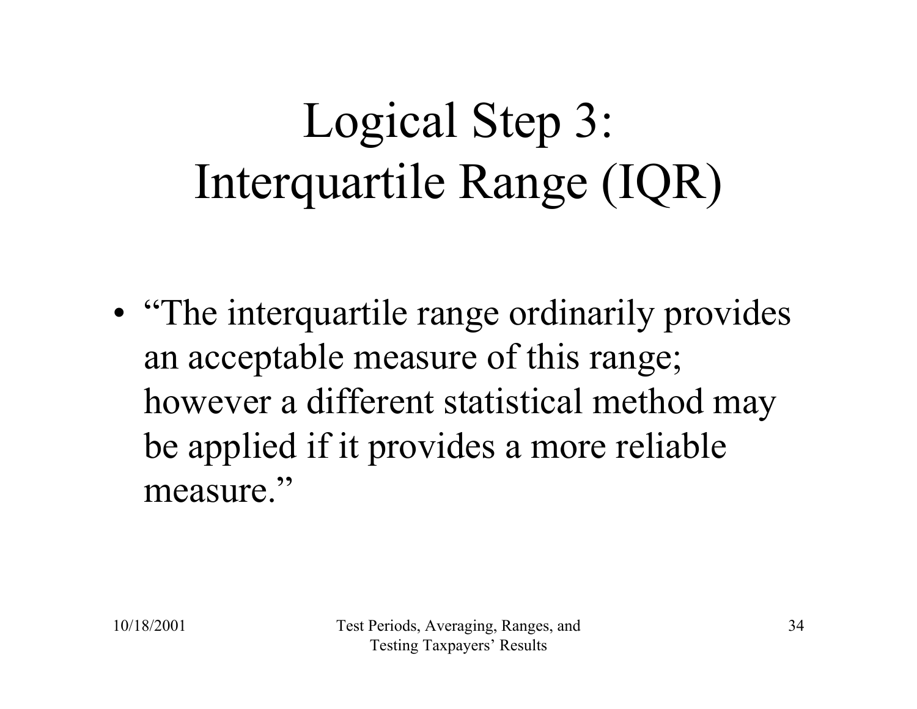# Logical Step 3: Interquartile Range (IQR)

- "The interquartile range ordinarily provides an acceptable measure of this range; however a different statistical method may be applied if it provides a more reliable measure."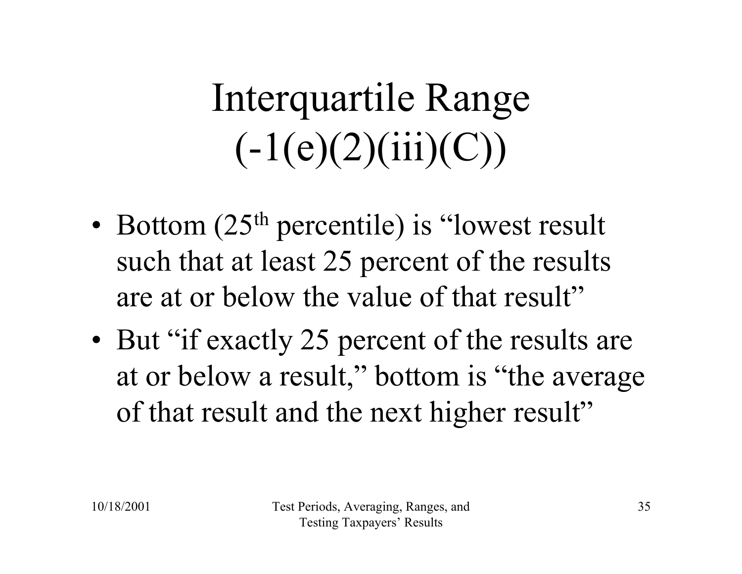# Interquartile Range (-1(e)(2)(iii)(C))

- Bottom (25th percentile) is "lowest result such that at least 25 percent of the results are at or below the value of that result"
- But "if exactly 25 percent of the results are at or below a result," bottom is "the average of that result and the next higher result"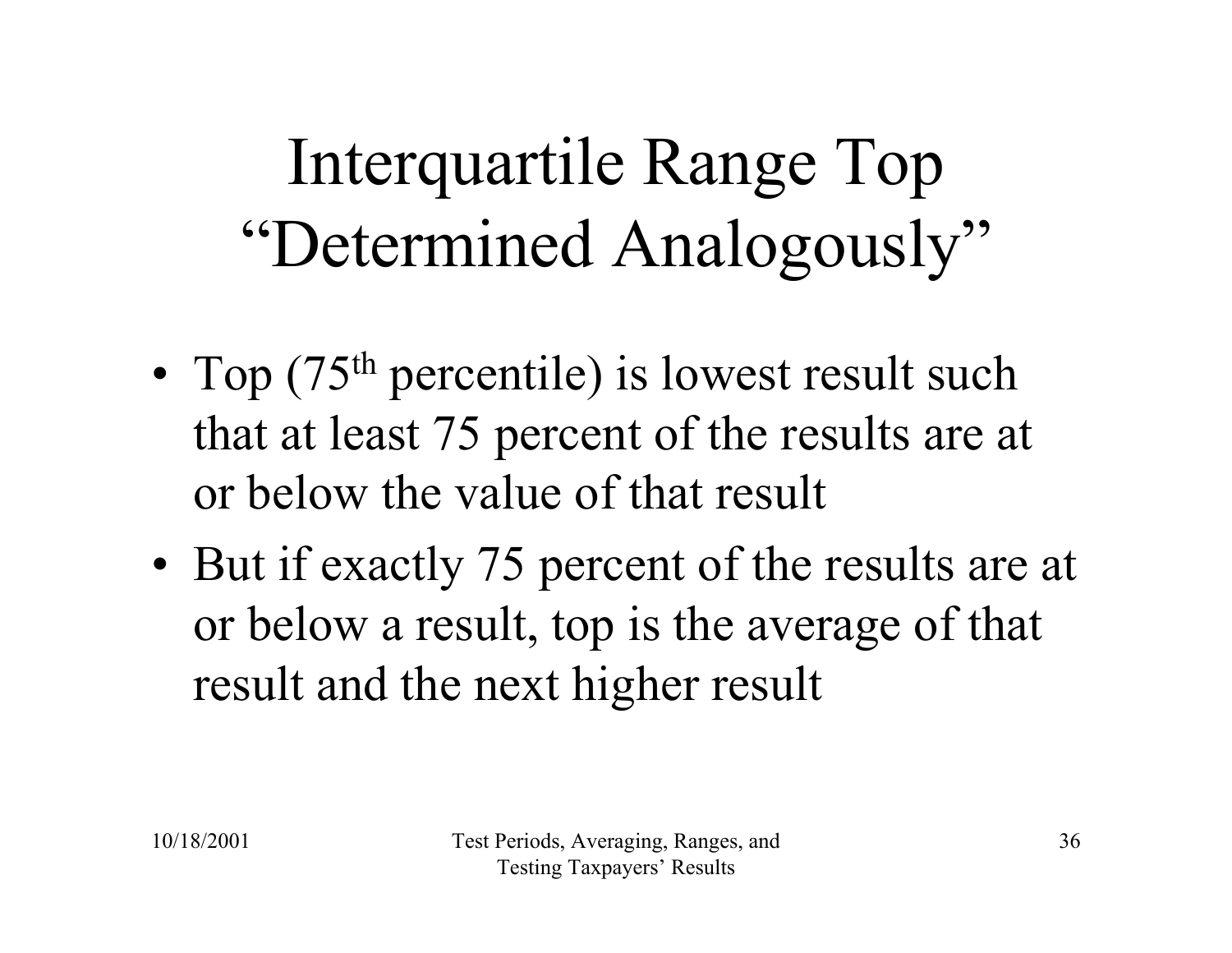# Interquartile Range Top "Determined Analogously"

- Top (75th percentile) is lowest result such that at least 75 percent of the results are at or below the value of that result
- But if exactly 75 percent of the results are at or below a result, top is the average of that result and the next higher result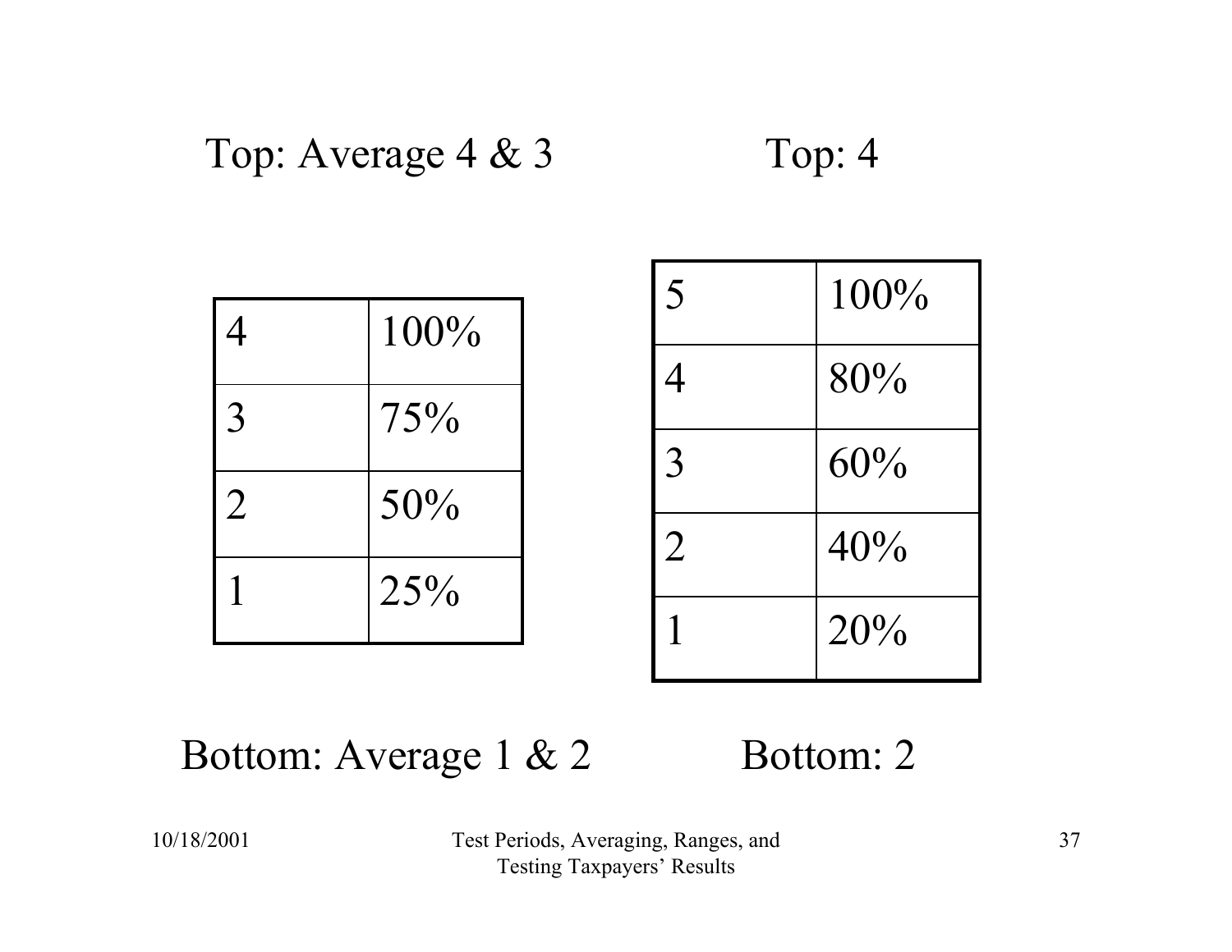Top: Average 4 & 3

| 4 | 100% |
|---|---|
| 3 | 75% |
| 2 | 50% |
| 1 | 25% |

Bottom: Average 1 & 2

Top: 4

| 5 | 100% |
|---|---|
| 4 | 80% |
| 3 | 60% |
| 2 | 40% |
| 1 | 20% |

Bottom: 2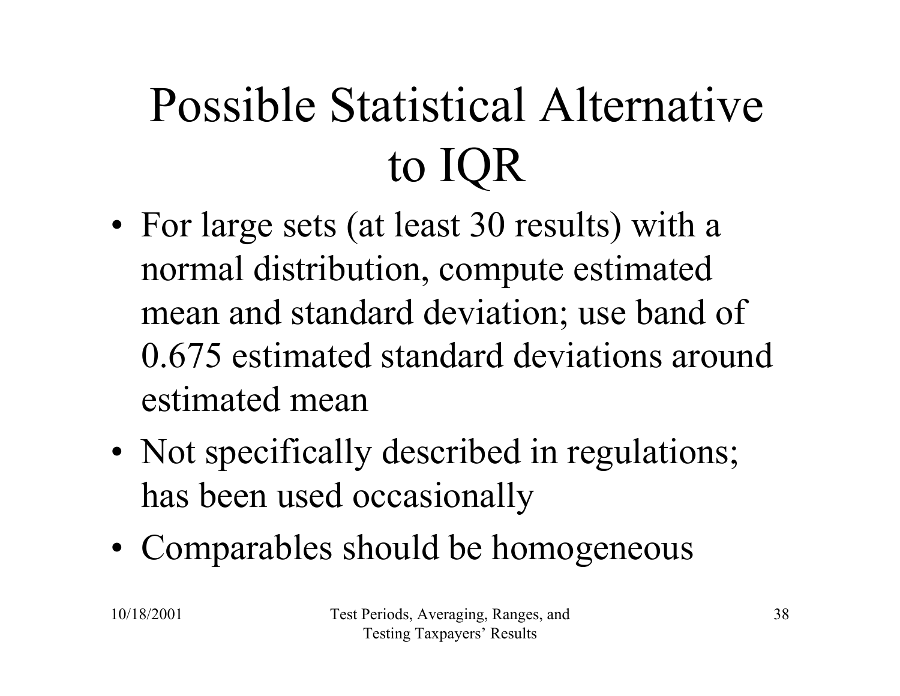# Possible Statistical Alternative to IQR

- For large sets (at least 30 results) with a normal distribution, compute estimated mean and standard deviation; use band of 0.675 estimated standard deviations around estimated mean
- Not specifically described in regulations; has been used occasionally
- Comparables should be homogeneous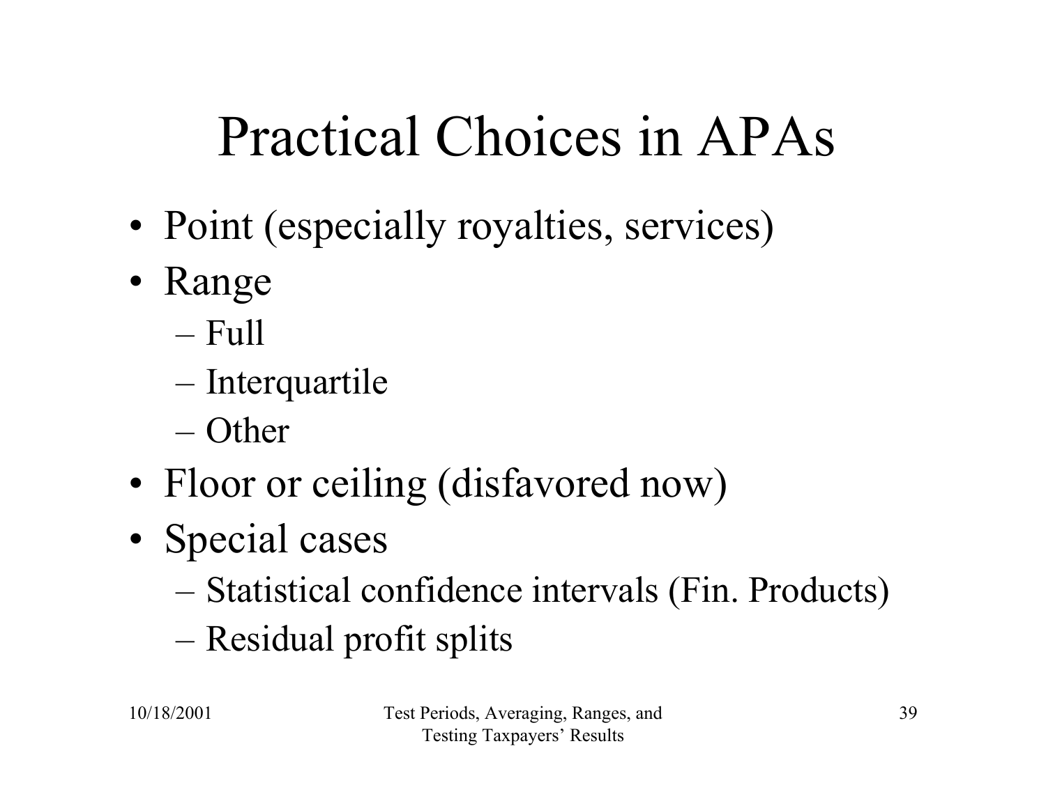# Practical Choices in APAs

- Point (especially royalties, services)
- Range
  - Full
  - Interquartile
  - Other
- Floor or ceiling (disfavored now)
- Special cases
  - Statistical confidence intervals (Fin. Products)
  - Residual profit splits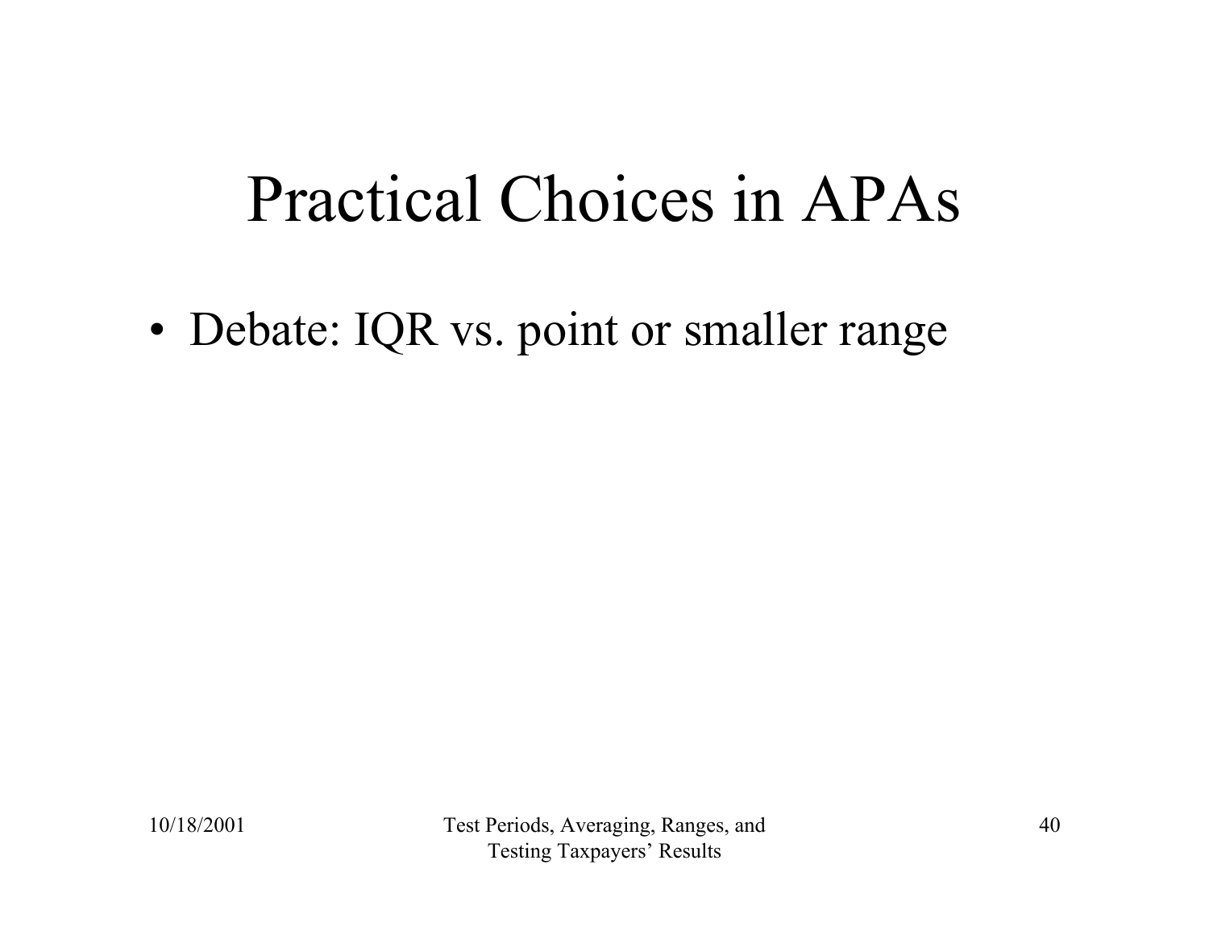# Practical Choices in APAs

- Debate: IQR vs. point or smaller range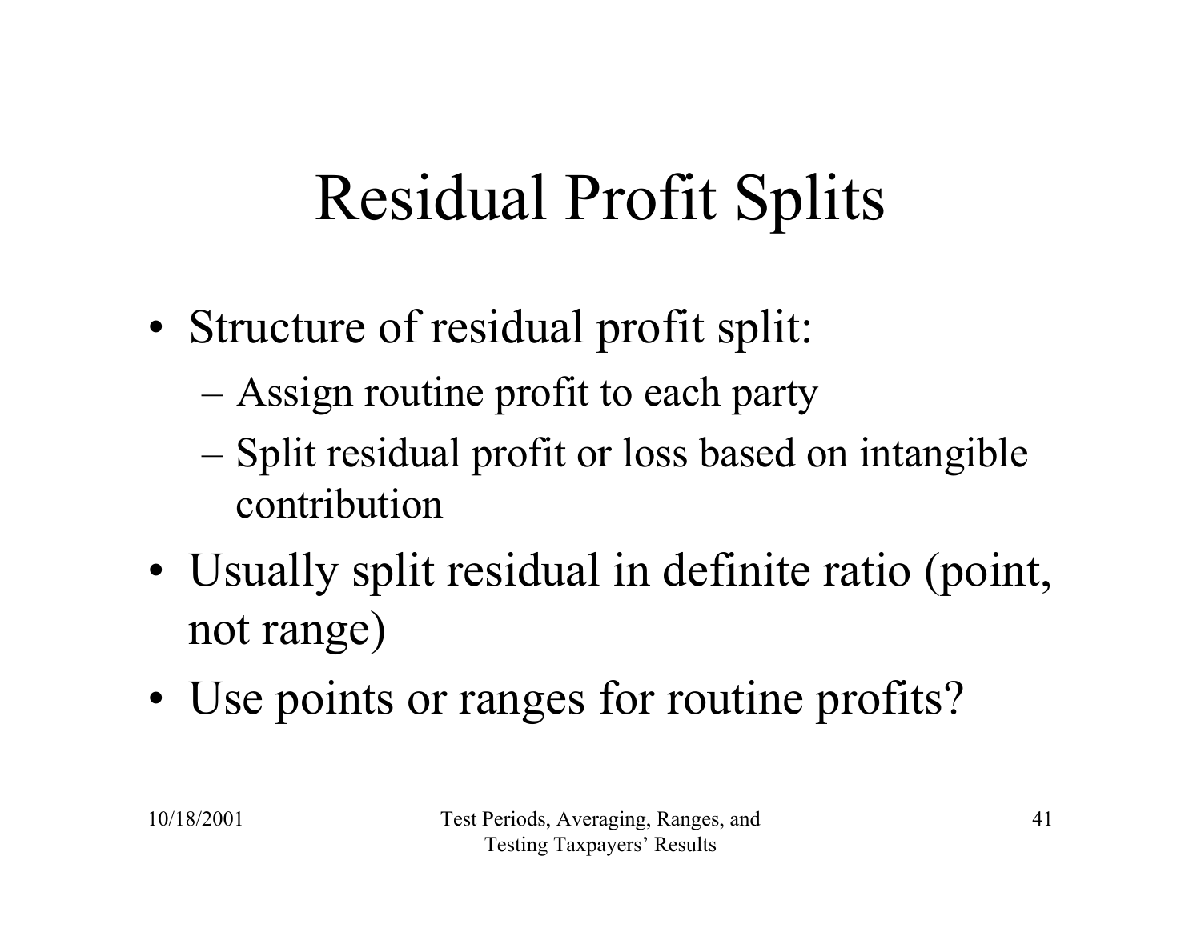# Residual Profit Splits

- Structure of residual profit split:
  - Assign routine profit to each party
  - Split residual profit or loss based on intangible contribution
- Usually split residual in definite ratio (point, not range)
- Use points or ranges for routine profits?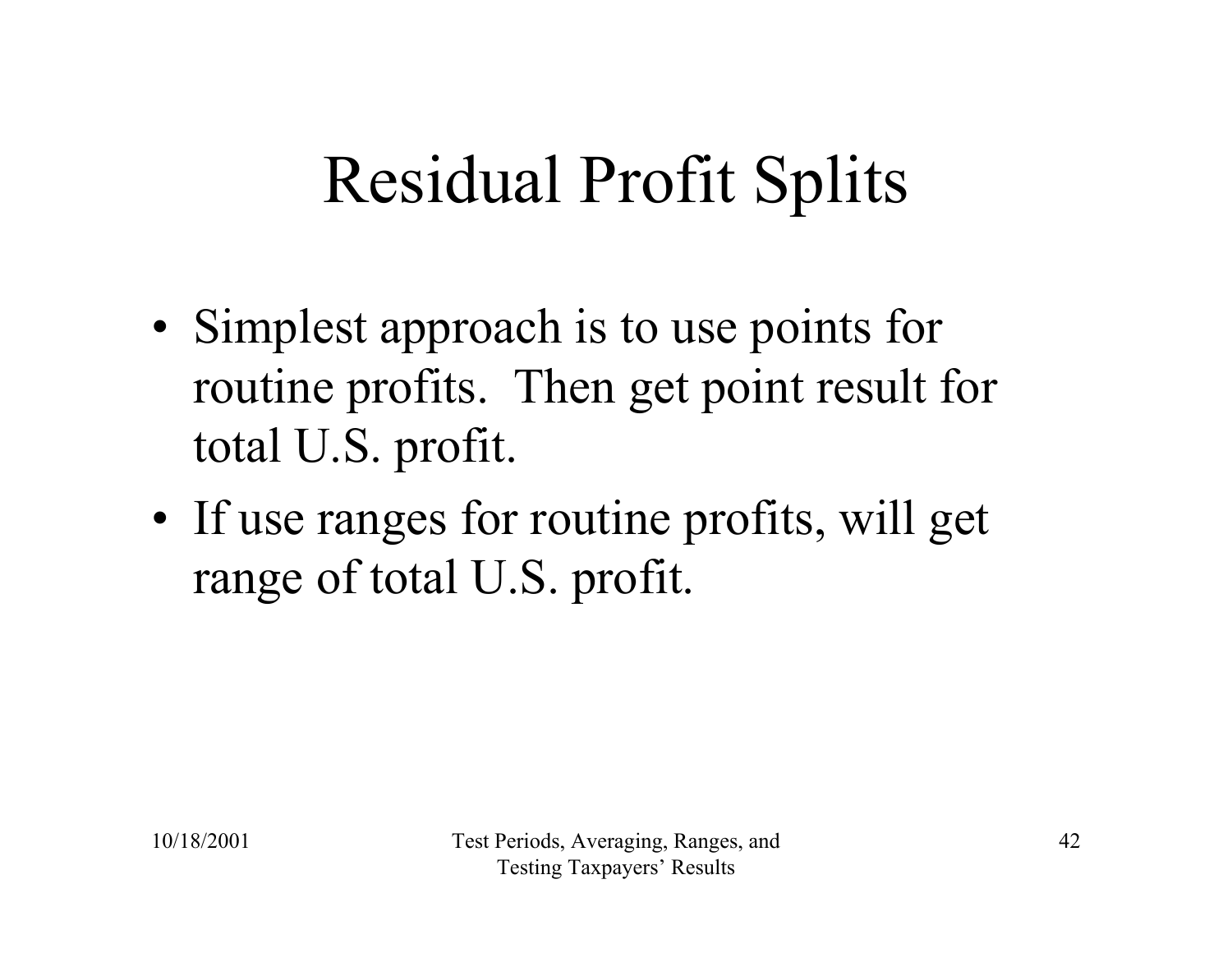# Residual Profit Splits

- Simplest approach is to use points for routine profits. Then get point result for total U.S. profit.
- If use ranges for routine profits, will get range of total U.S. profit.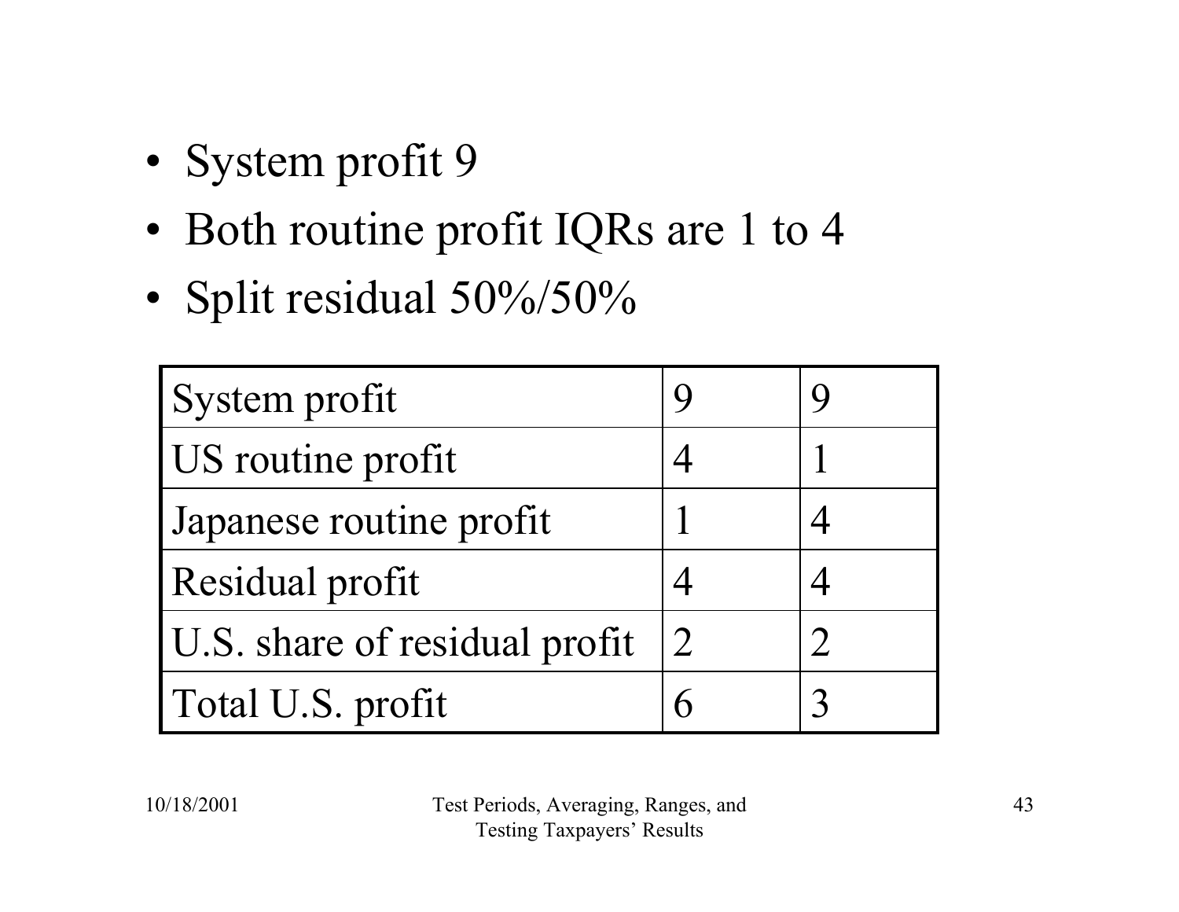- System profit 9
- Both routine profit IQRs are 1 to 4
- Split residual 50%/50%

| System profit | 9 | 9 |
|---|---|---|
| US routine profit | 4 | 1 |
| Japanese routine profit | 1 | 4 |
| Residual profit | 4 | 4 |
| U.S. share of residual profit | 2 | 2 |
| Total U.S. profit | 6 | 3 |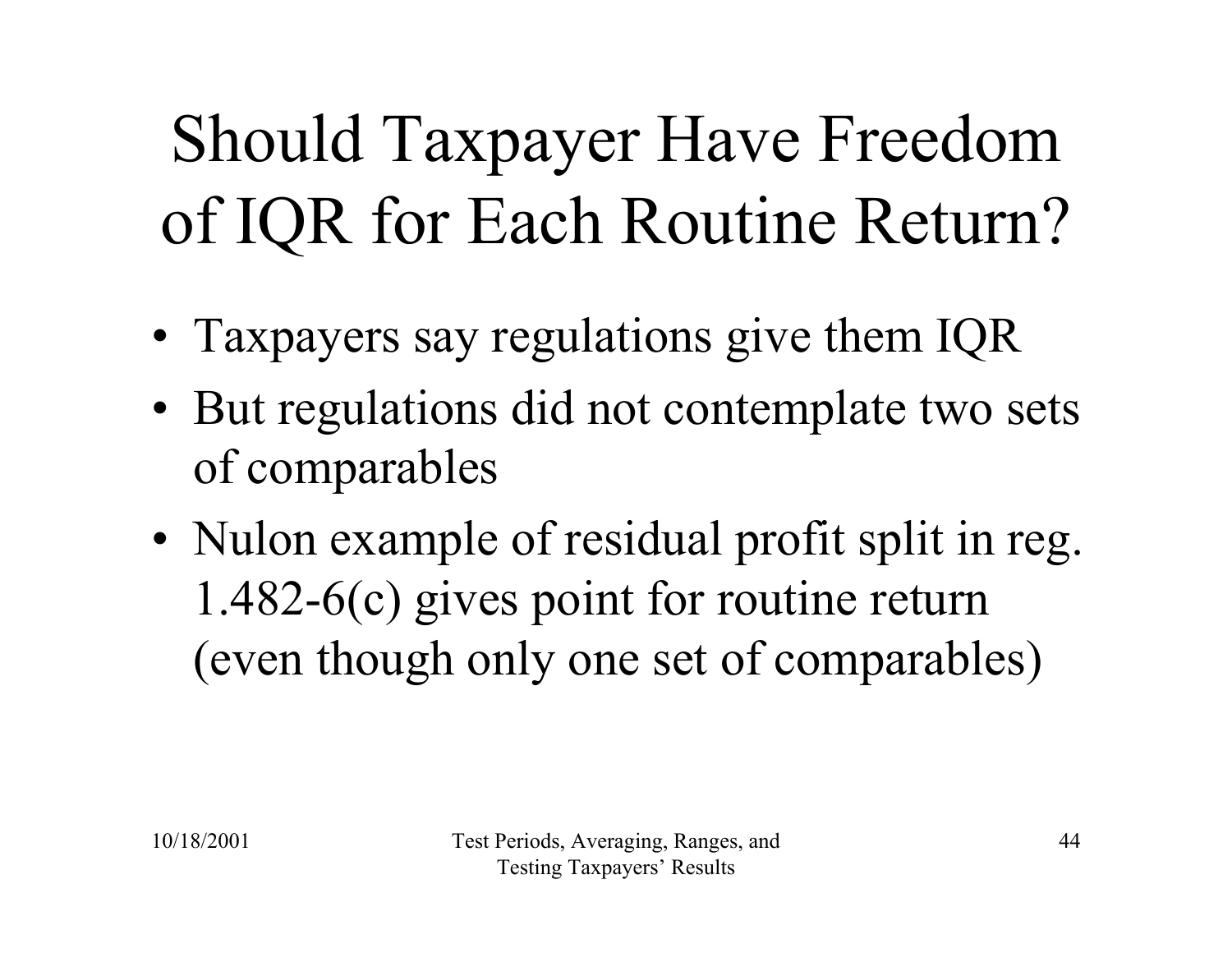# Should Taxpayer Have Freedom of IQR for Each Routine Return?

- Taxpayers say regulations give them IQR
- But regulations did not contemplate two sets of comparables
- Nulon example of residual profit split in reg. 1.482-6(c) gives point for routine return (even though only one set of comparables)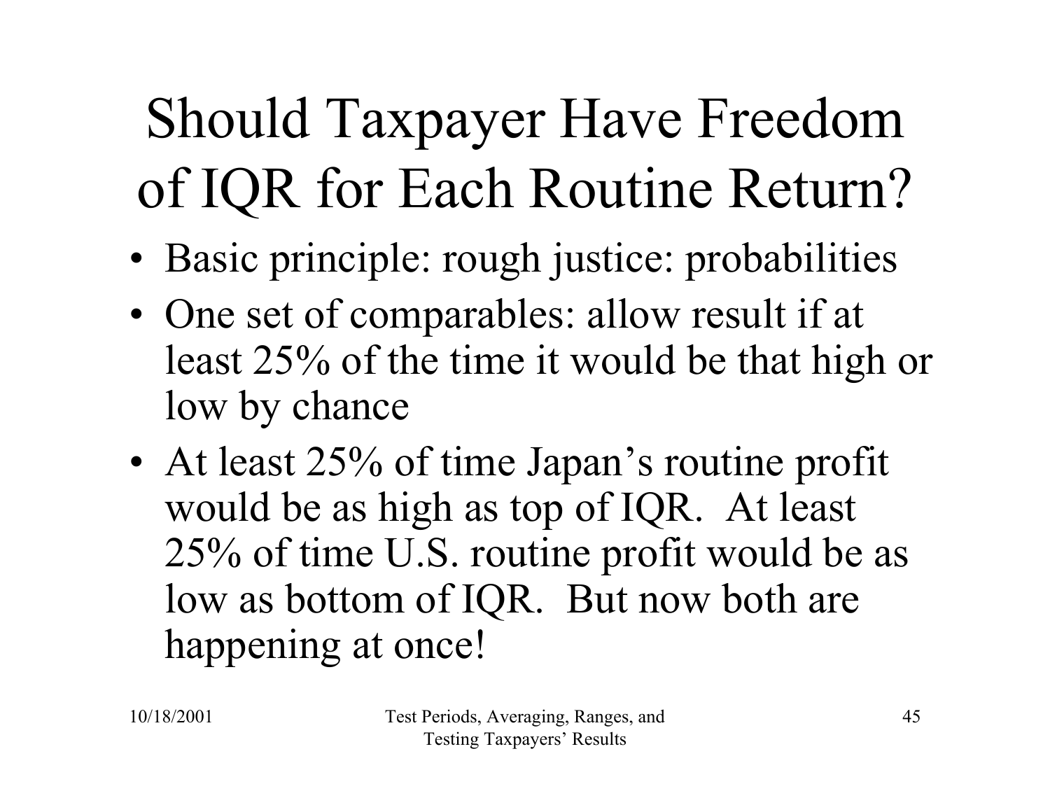# Should Taxpayer Have Freedom of IQR for Each Routine Return?

- Basic principle: rough justice: probabilities
- One set of comparables: allow result if at least 25% of the time it would be that high or low by chance
- At least 25% of time Japan's routine profit would be as high as top of IQR. At least 25% of time U.S. routine profit would be as low as bottom of IQR. But now both are happening at once!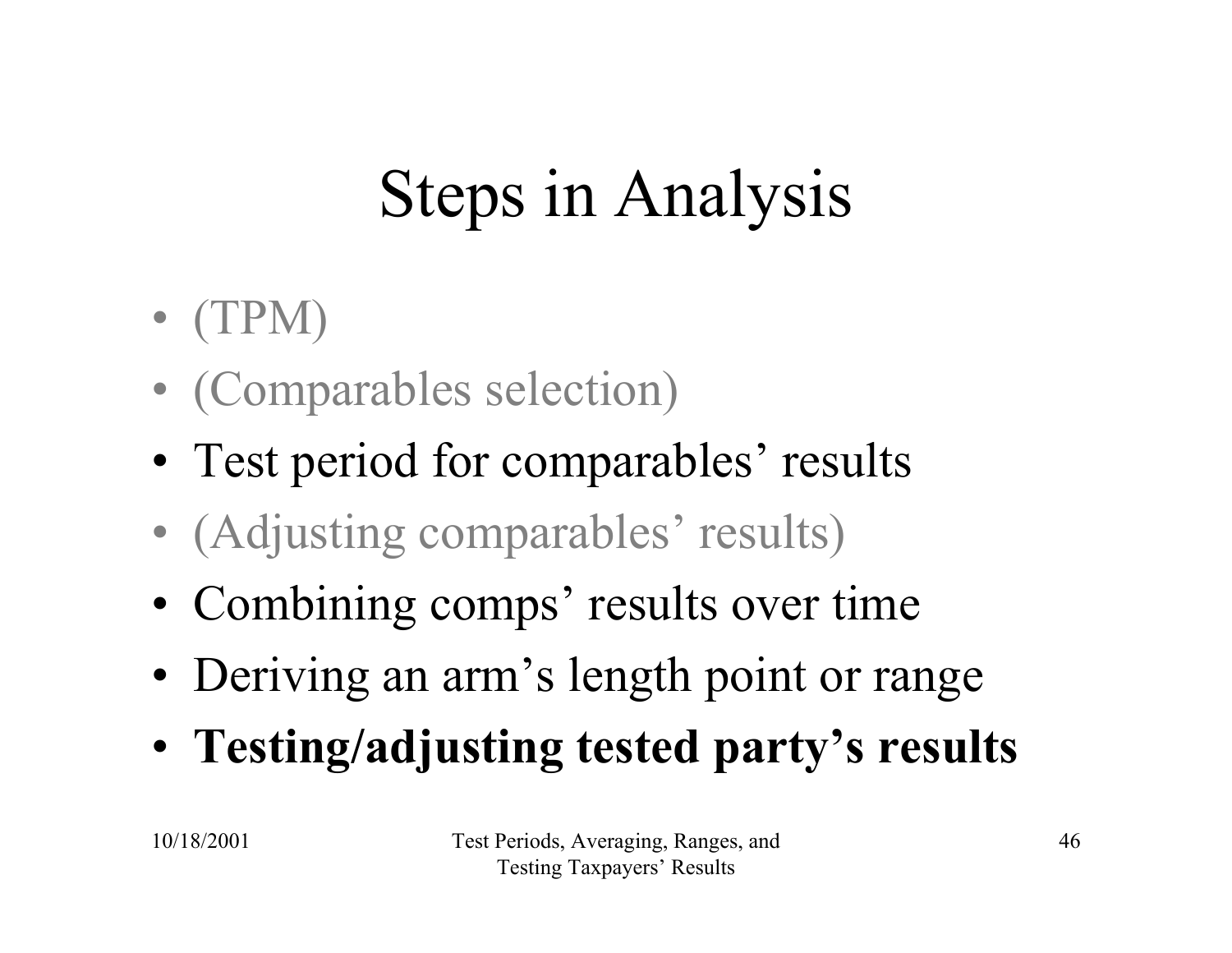# Steps in Analysis

- (TPM)
- (Comparables selection)
- Test period for comparables' results
- (Adjusting comparables' results)
- Combining comps' results over time
- Deriving an arm's length point or range
- **Testing/adjusting tested party's results**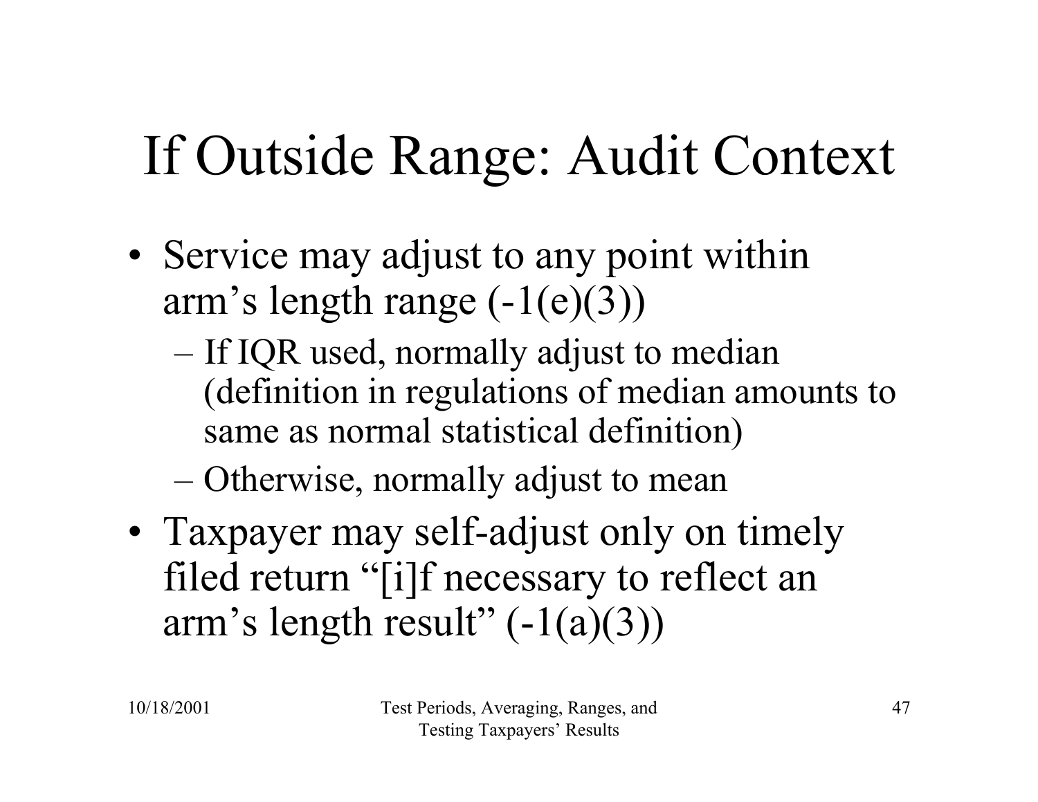# If Outside Range: Audit Context

- Service may adjust to any point within arm's length range (-1(e)(3))
  - If IQR used, normally adjust to median (definition in regulations of median amounts to same as normal statistical definition)
  - Otherwise, normally adjust to mean
- Taxpayer may self-adjust only on timely filed return "[i]f necessary to reflect an arm's length result" (-1(a)(3))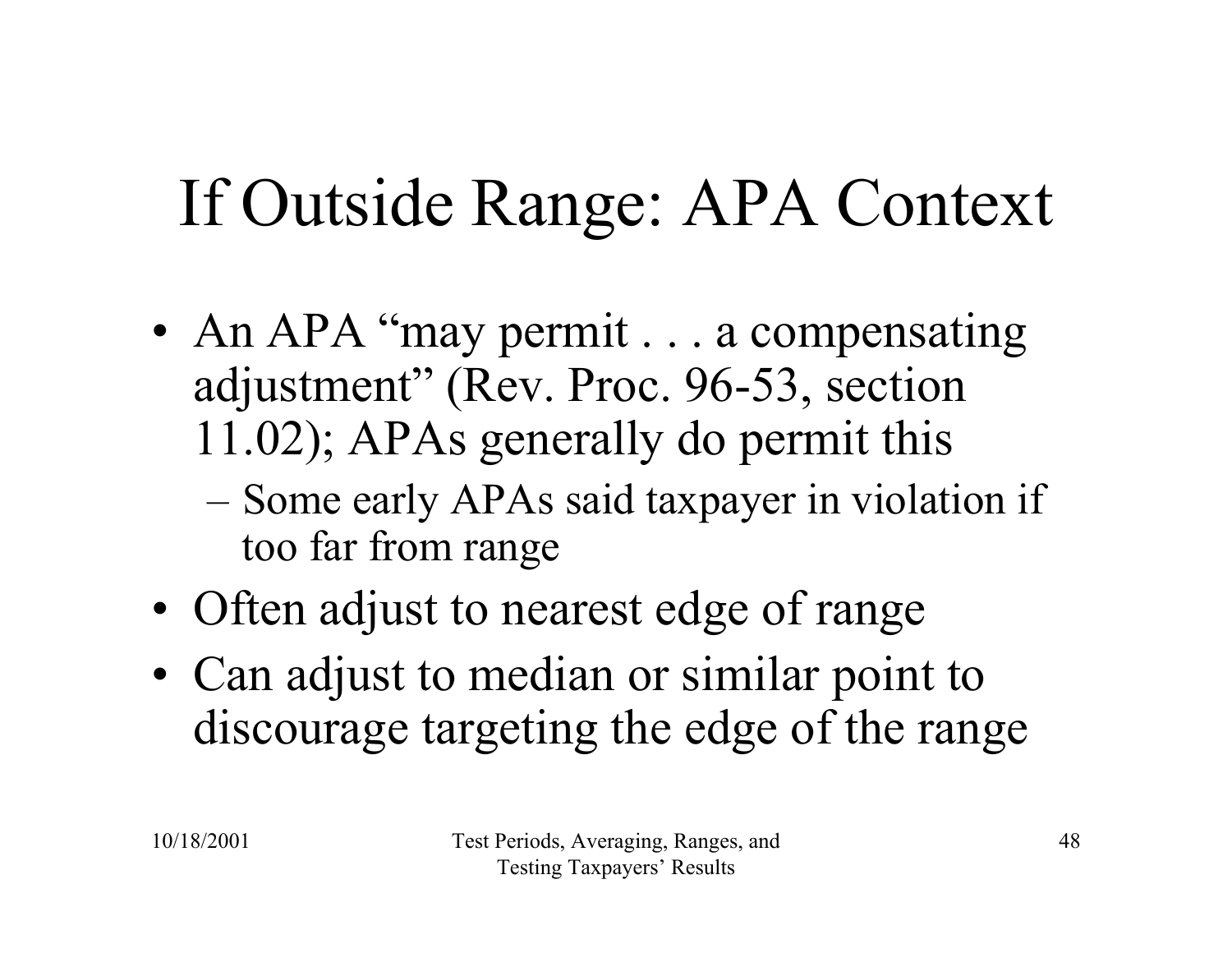# If Outside Range: APA Context

- An APA "may permit . . . a compensating adjustment" (Rev. Proc. 96-53, section 11.02); APAs generally do permit this
  - Some early APAs said taxpayer in violation if too far from range
- Often adjust to nearest edge of range
- Can adjust to median or similar point to discourage targeting the edge of the range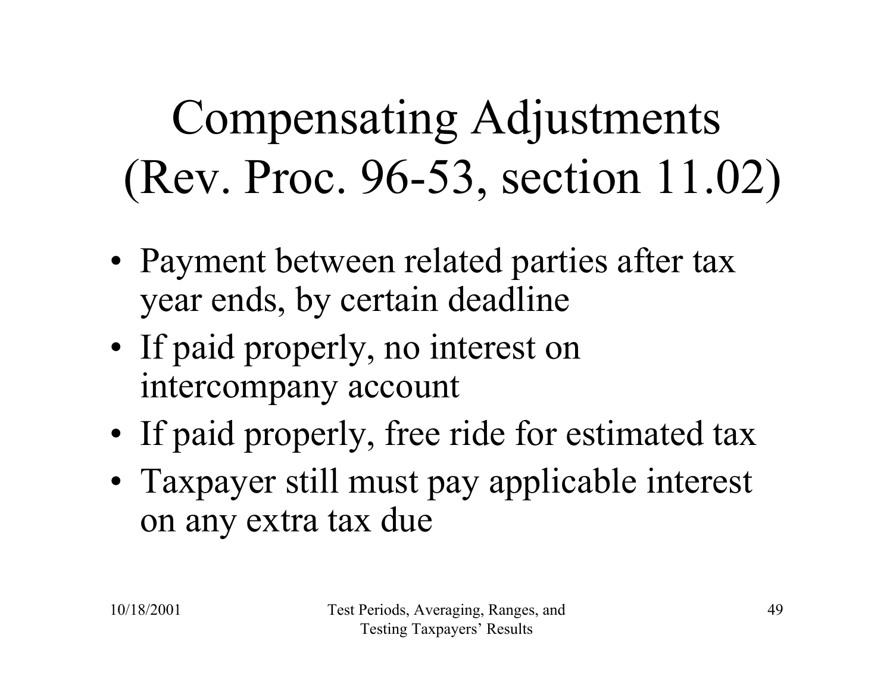# Compensating Adjustments (Rev. Proc. 96-53, section 11.02)

- Payment between related parties after tax year ends, by certain deadline
- If paid properly, no interest on intercompany account
- If paid properly, free ride for estimated tax
- Taxpayer still must pay applicable interest on any extra tax due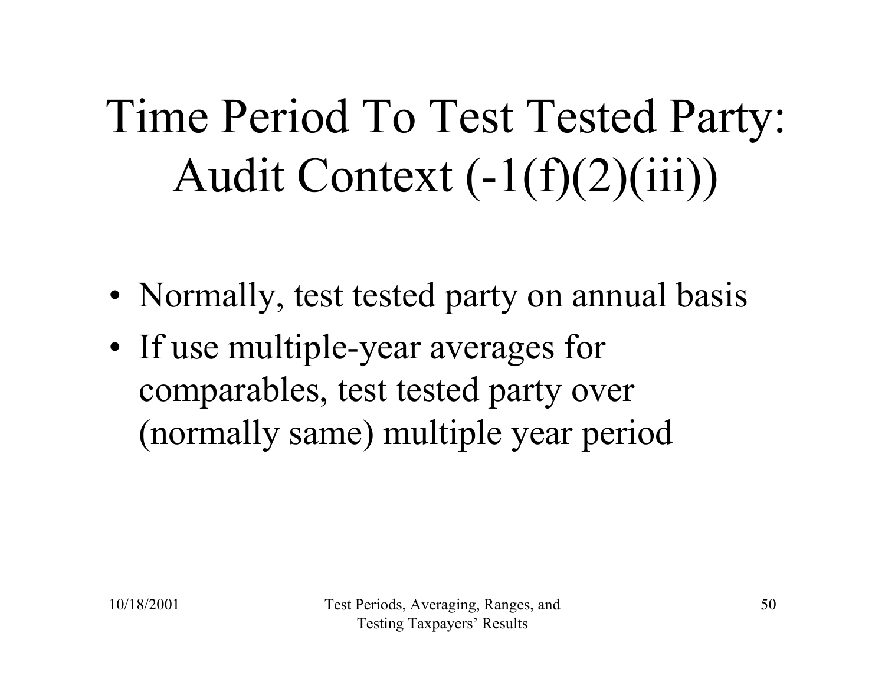# Time Period To Test Tested Party: Audit Context (-1(f)(2)(iii))

- Normally, test tested party on annual basis
- If use multiple-year averages for comparables, test tested party over (normally same) multiple year period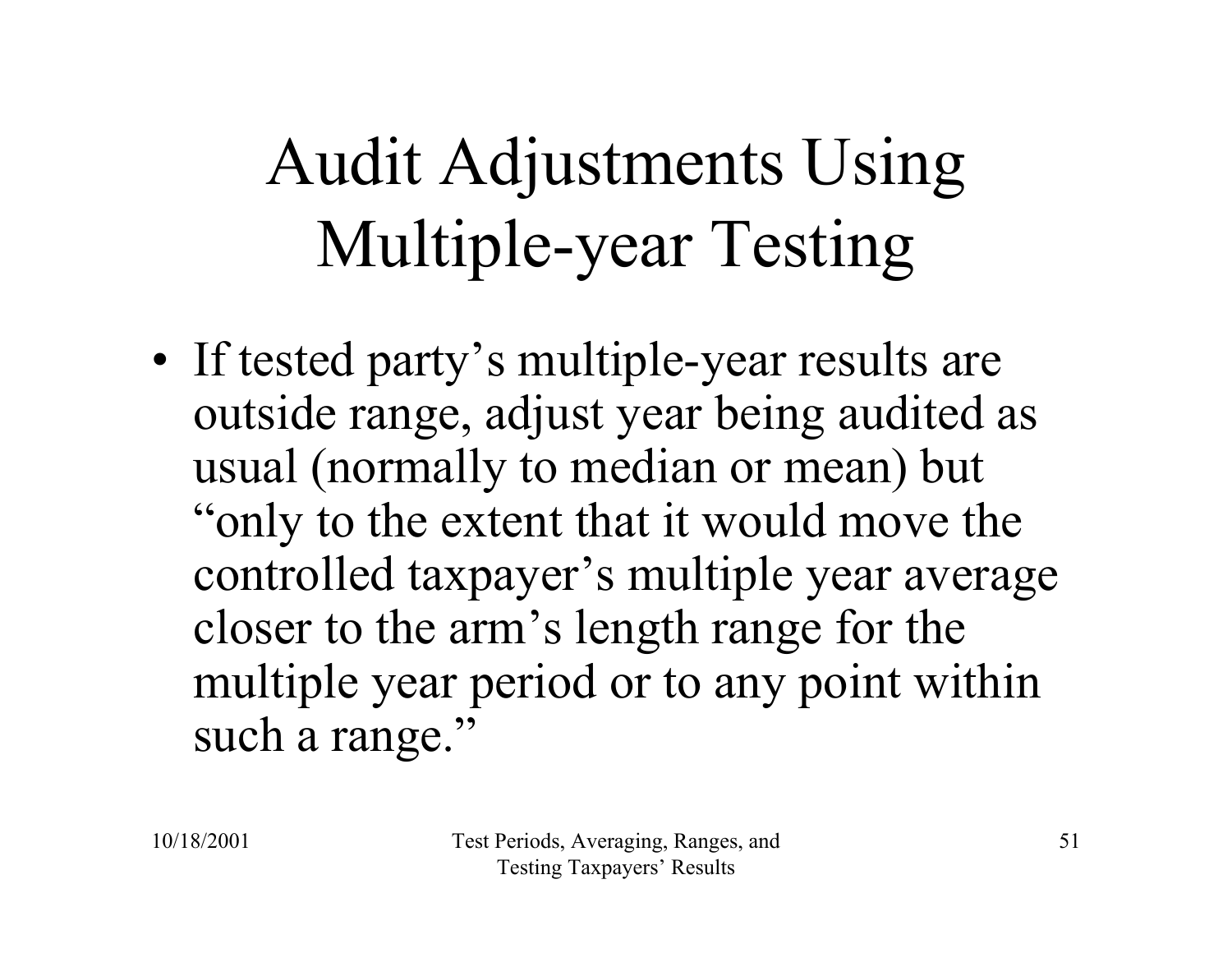# Audit Adjustments Using Multiple-year Testing

- If tested party's multiple-year results are outside range, adjust year being audited as usual (normally to median or mean) but "only to the extent that it would move the controlled taxpayer's multiple year average closer to the arm's length range for the multiple year period or to any point within such a range."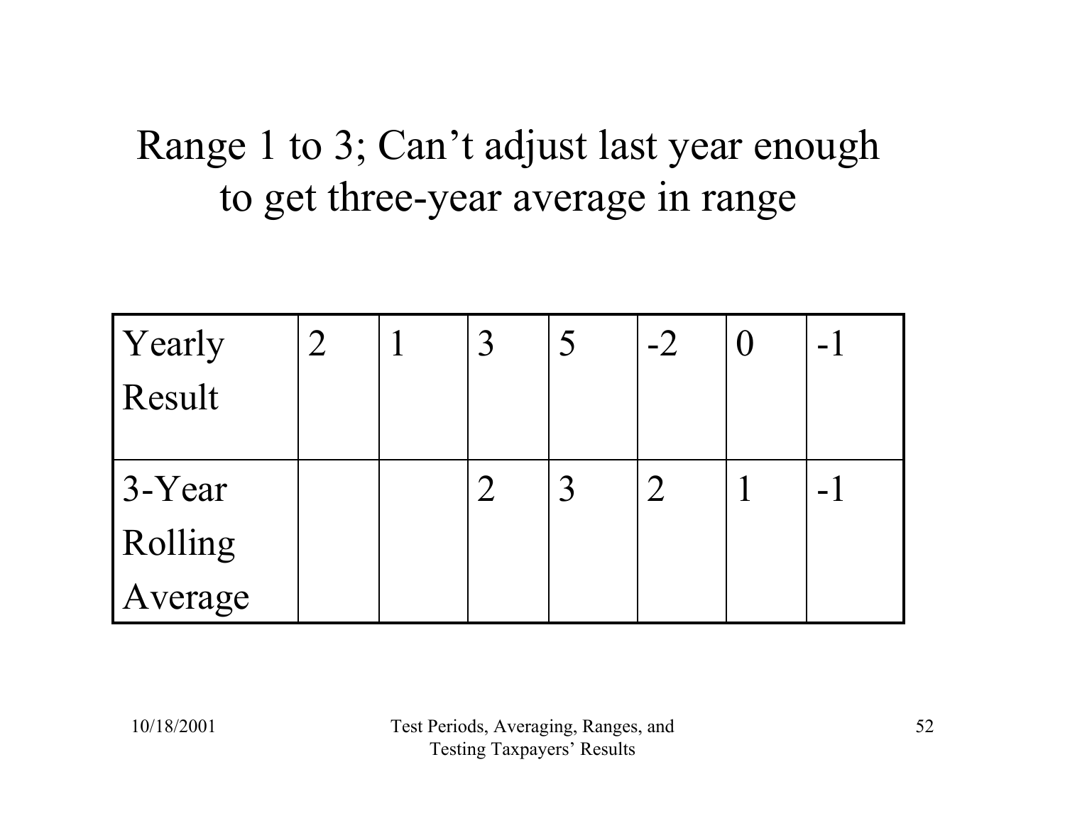# Range 1 to 3; Can't adjust last year enough to get three-year average in range

| Yearly Result | 2 | 1 | 3 | 5 | -2 | 0 | -1 |
|---|---|---|---|---|---|---|---|
| 3-Year Rolling Average | | | 2 | 3 | 2 | 1 | -1 |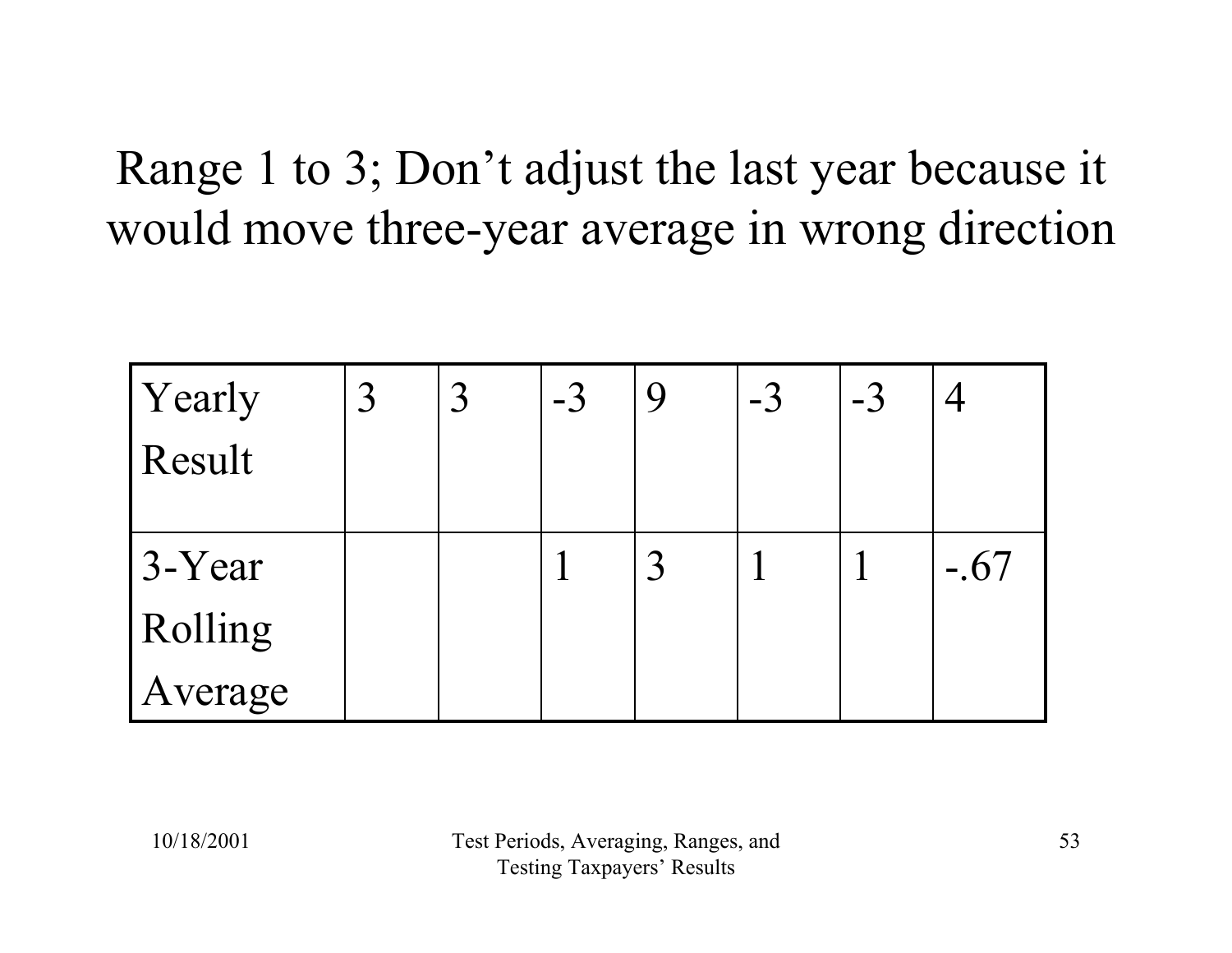# Range 1 to 3; Don't adjust the last year because it would move three-year average in wrong direction

| Yearly Result | 3 | 3 | -3 | 9 | -3 | -3 | 4 |
|---|---|---|---|---|---|---|---|
| 3-Year Rolling Average | | | 1 | 3 | 1 | 1 | -.67 |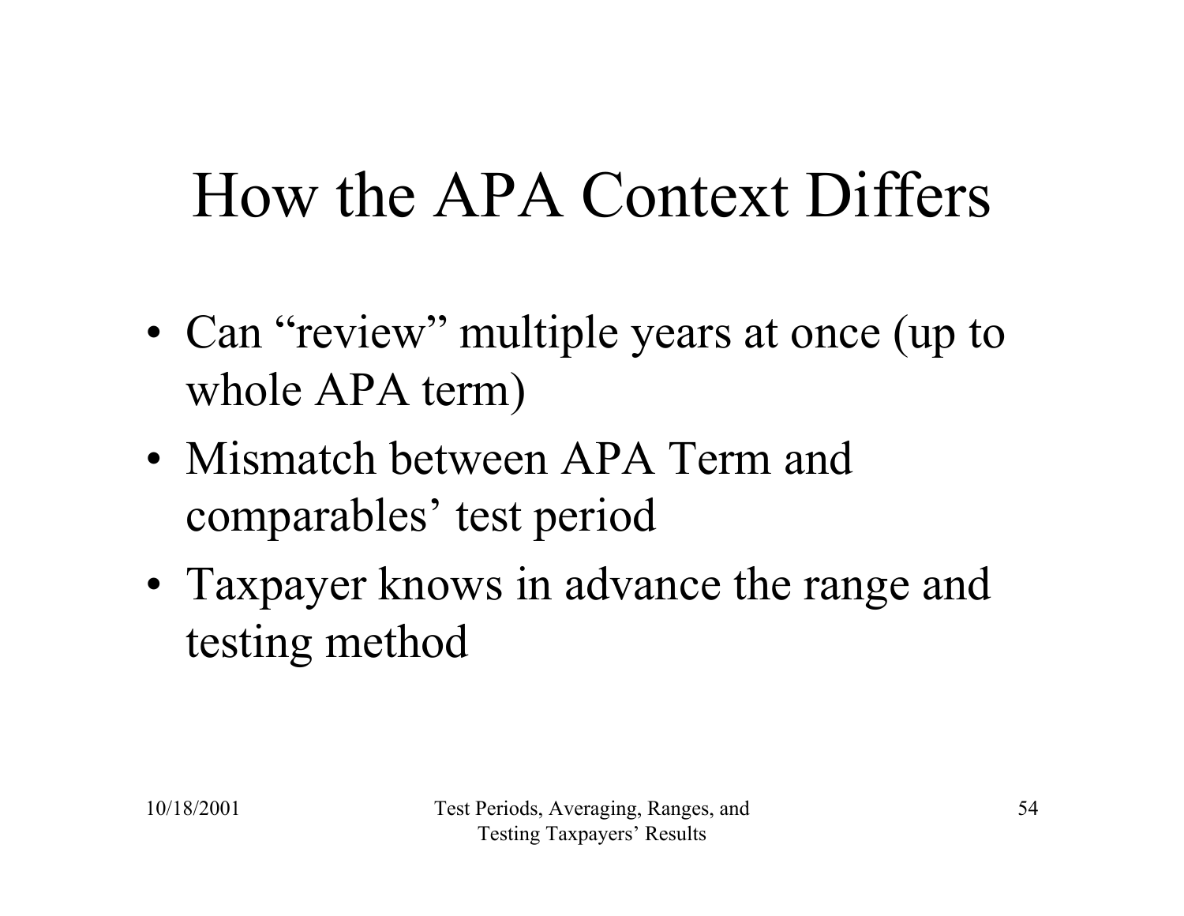# How the APA Context Differs

- Can “review” multiple years at once (up to whole APA term)
- Mismatch between APA Term and comparables’ test period
- Taxpayer knows in advance the range and testing method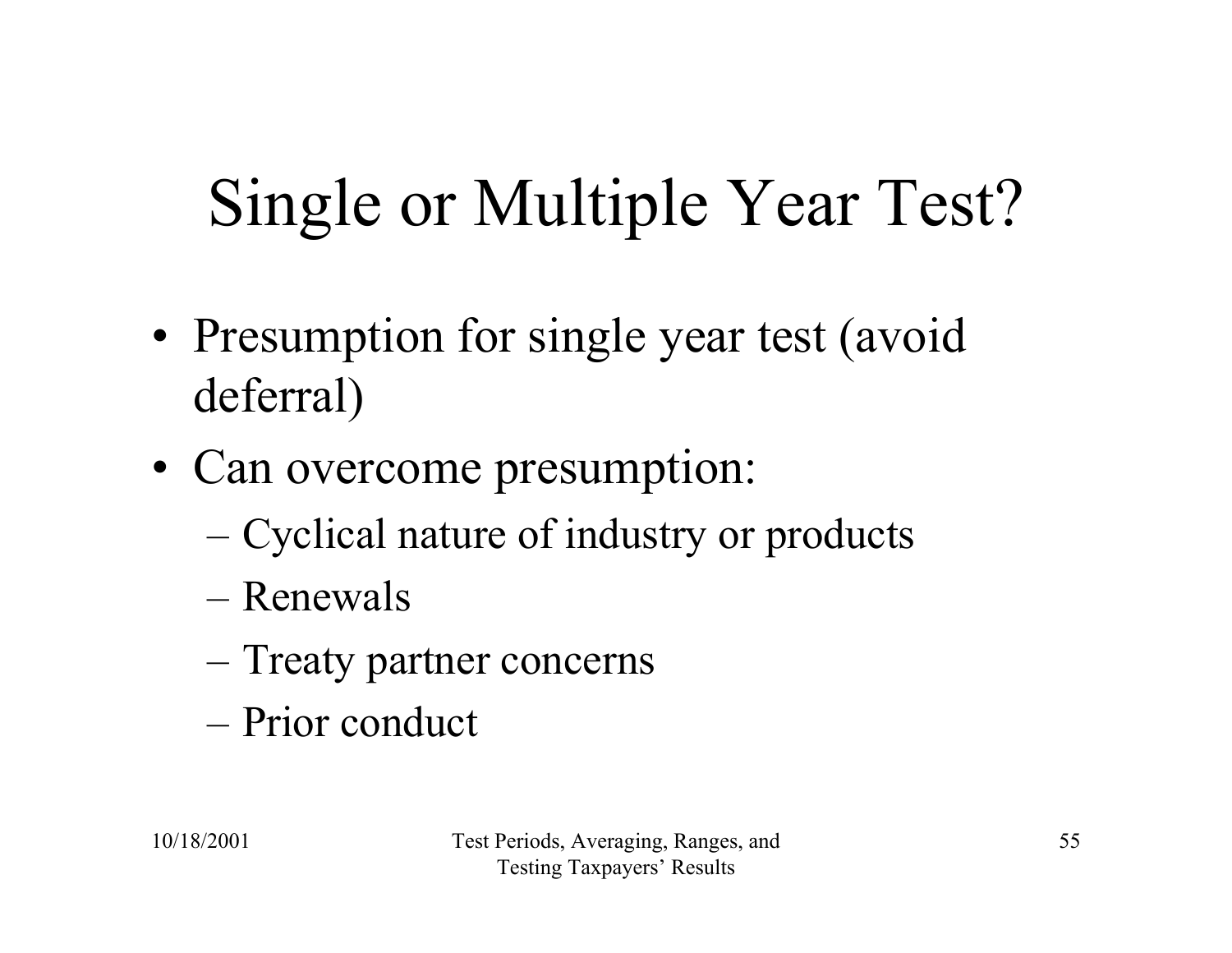# Single or Multiple Year Test?

- Presumption for single year test (avoid deferral)
- Can overcome presumption:
  - Cyclical nature of industry or products
  - Renewals
  - Treaty partner concerns
  - Prior conduct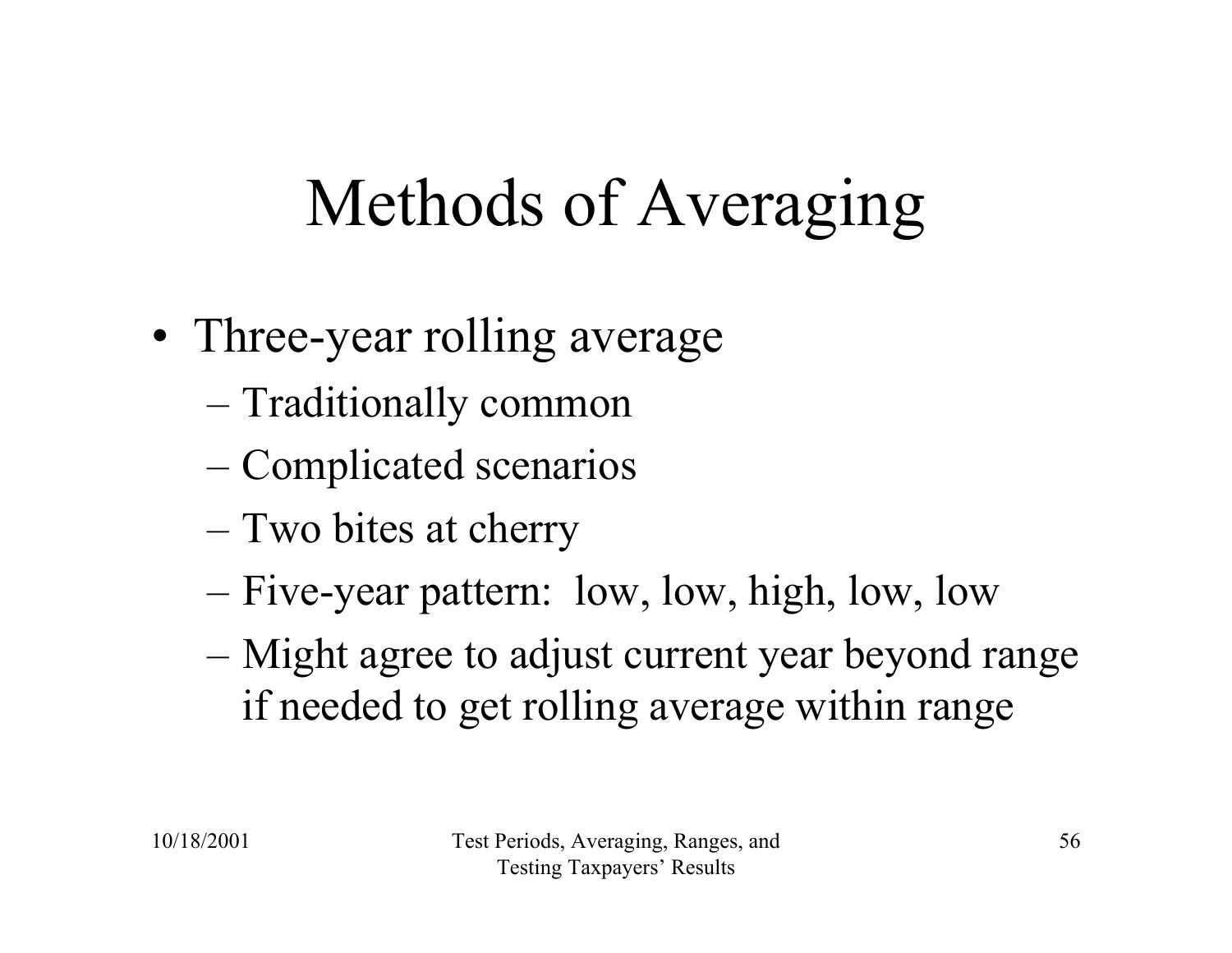# Methods of Averaging

- Three-year rolling average
  - Traditionally common
  - Complicated scenarios
  - Two bites at cherry
  - Five-year pattern: low, low, high, low, low
  - Might agree to adjust current year beyond range if needed to get rolling average within range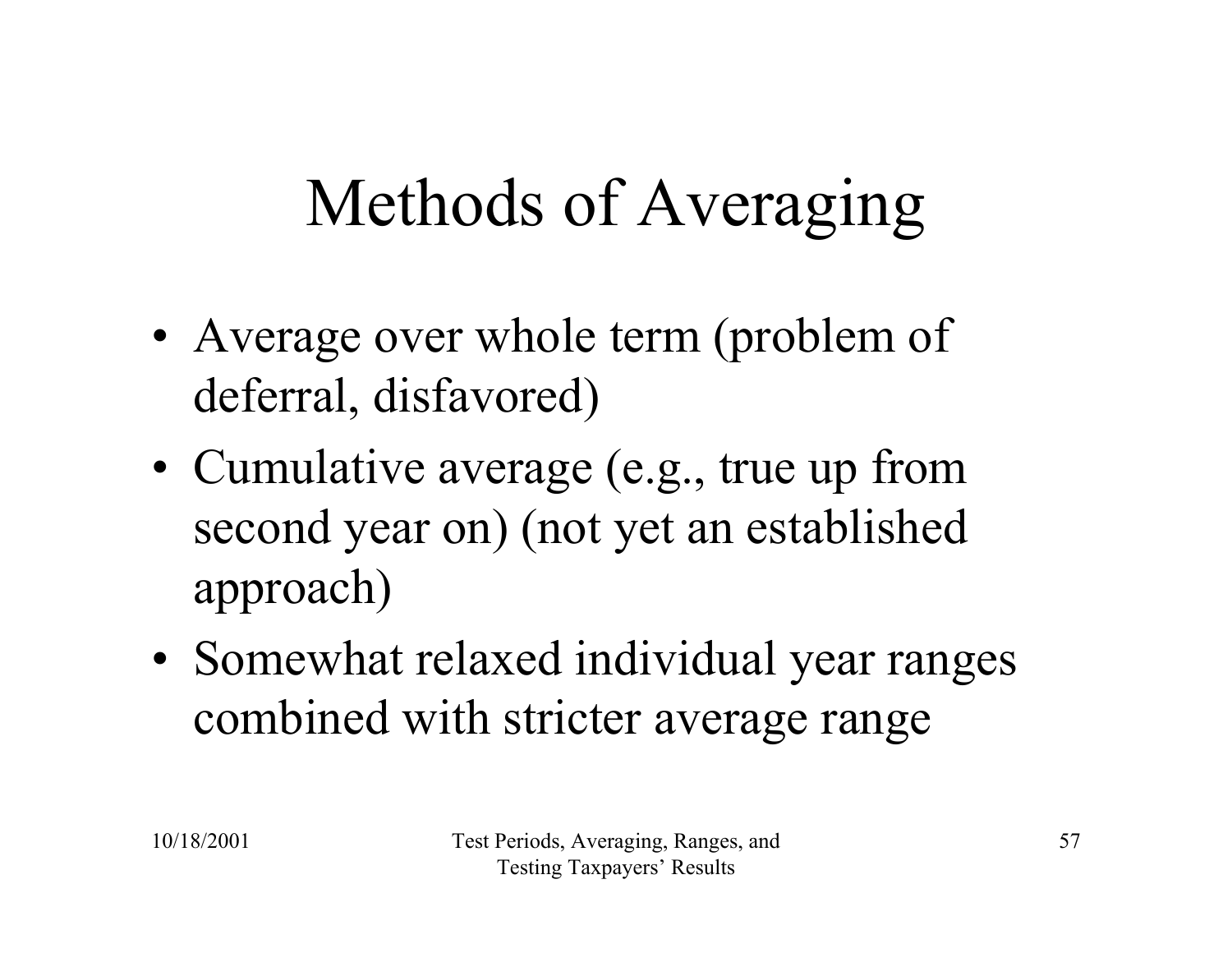# Methods of Averaging

- Average over whole term (problem of deferral, disfavored)
- Cumulative average (e.g., true up from second year on) (not yet an established approach)
- Somewhat relaxed individual year ranges combined with stricter average range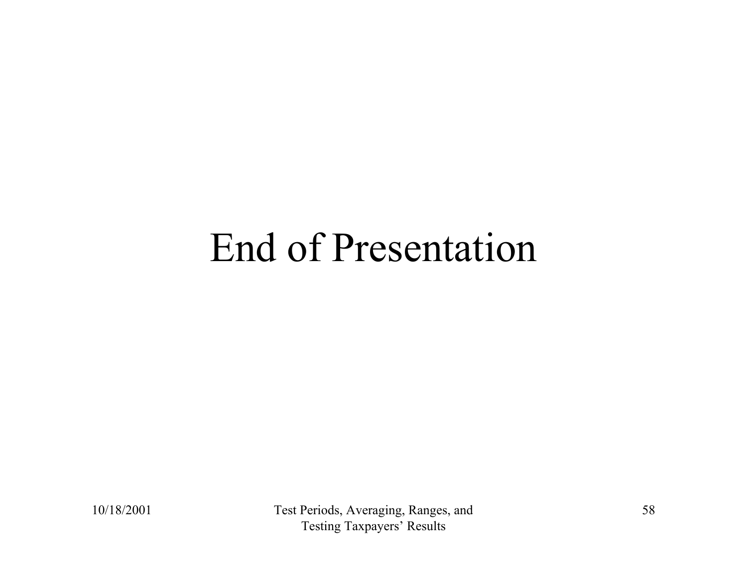# End of Presentation